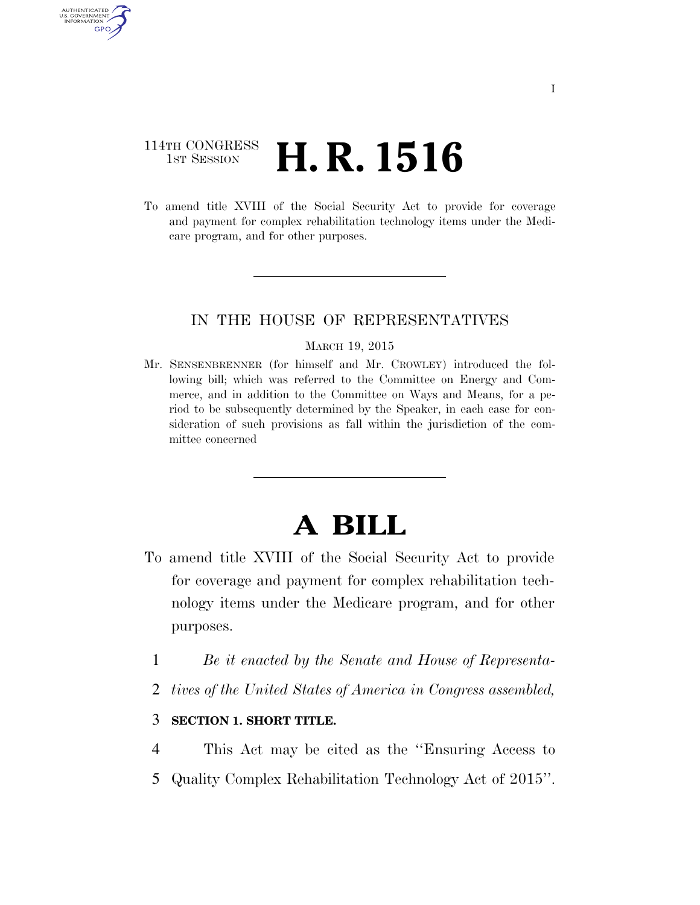114TH CONGRESS
1ST SESSION

# H. R. 1516

To amend title XVIII of the Social Security Act to provide for coverage and payment for complex rehabilitation technology items under the Medicare program, and for other purposes.

IN THE HOUSE OF REPRESENTATIVES

MARCH 19, 2015

Mr. SENSENBRENNER (for himself and Mr. CROWLEY) introduced the following bill; which was referred to the Committee on Energy and Commerce, and in addition to the Committee on Ways and Means, for a period to be subsequently determined by the Speaker, in each case for consideration of such provisions as fall within the jurisdiction of the committee concerned

# A BILL

To amend title XVIII of the Social Security Act to provide for coverage and payment for complex rehabilitation technology items under the Medicare program, and for other purposes.

1 *Be it enacted by the Senate and House of Representa-*
2 *tives of the United States of America in Congress assembled,*

3 **SECTION 1. SHORT TITLE.**

4 This Act may be cited as the ''Ensuring Access to
5 Quality Complex Rehabilitation Technology Act of 2015''.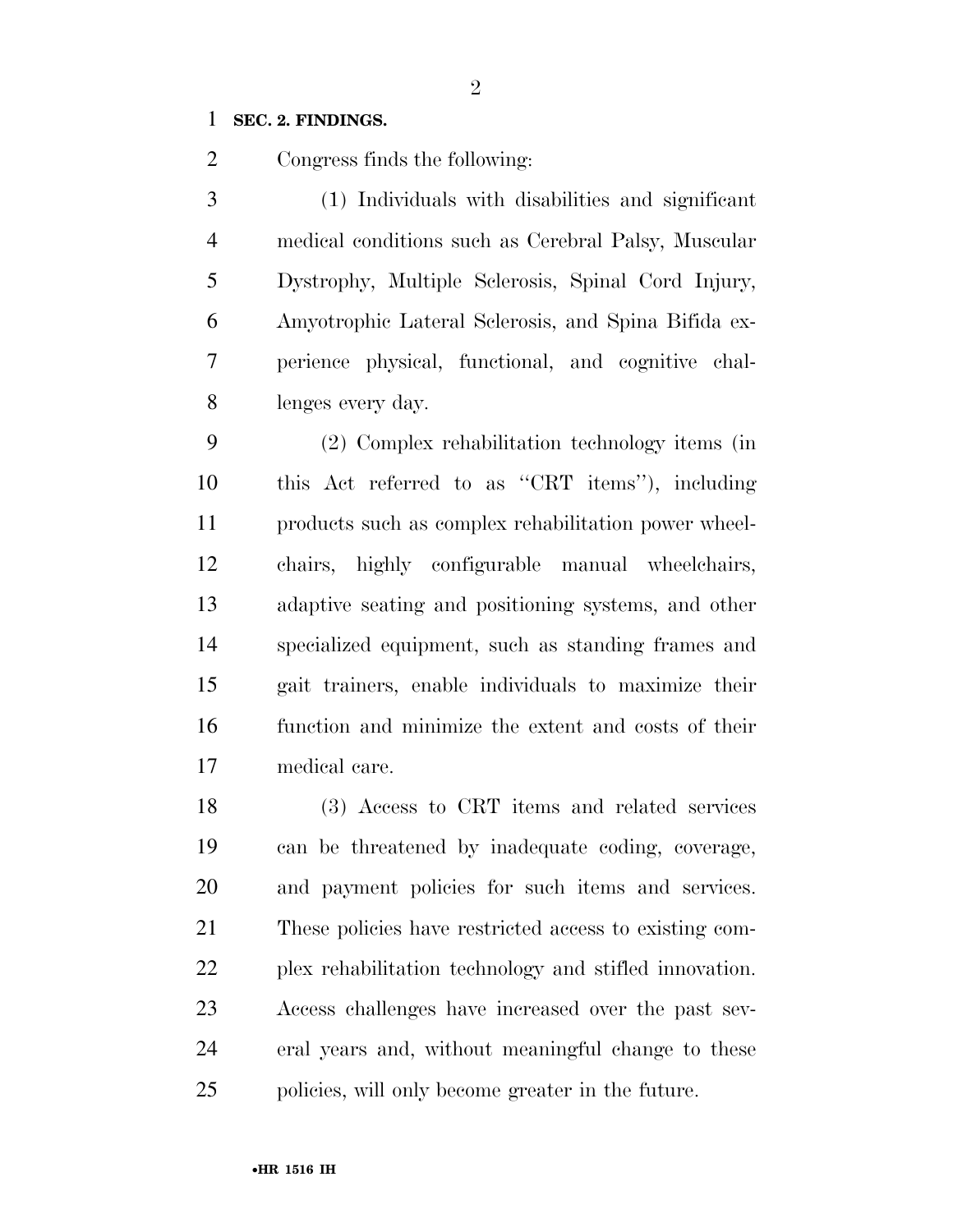**SEC. 2. FINDINGS.**

Congress finds the following:

(1) Individuals with disabilities and significant medical conditions such as Cerebral Palsy, Muscular Dystrophy, Multiple Sclerosis, Spinal Cord Injury, Amyotrophic Lateral Sclerosis, and Spina Bifida experience physical, functional, and cognitive challenges every day.

(2) Complex rehabilitation technology items (in this Act referred to as "CRT items"), including products such as complex rehabilitation power wheelchairs, highly configurable manual wheelchairs, adaptive seating and positioning systems, and other specialized equipment, such as standing frames and gait trainers, enable individuals to maximize their function and minimize the extent and costs of their medical care.

(3) Access to CRT items and related services can be threatened by inadequate coding, coverage, and payment policies for such items and services. These policies have restricted access to existing complex rehabilitation technology and stifled innovation. Access challenges have increased over the past several years and, without meaningful change to these policies, will only become greater in the future.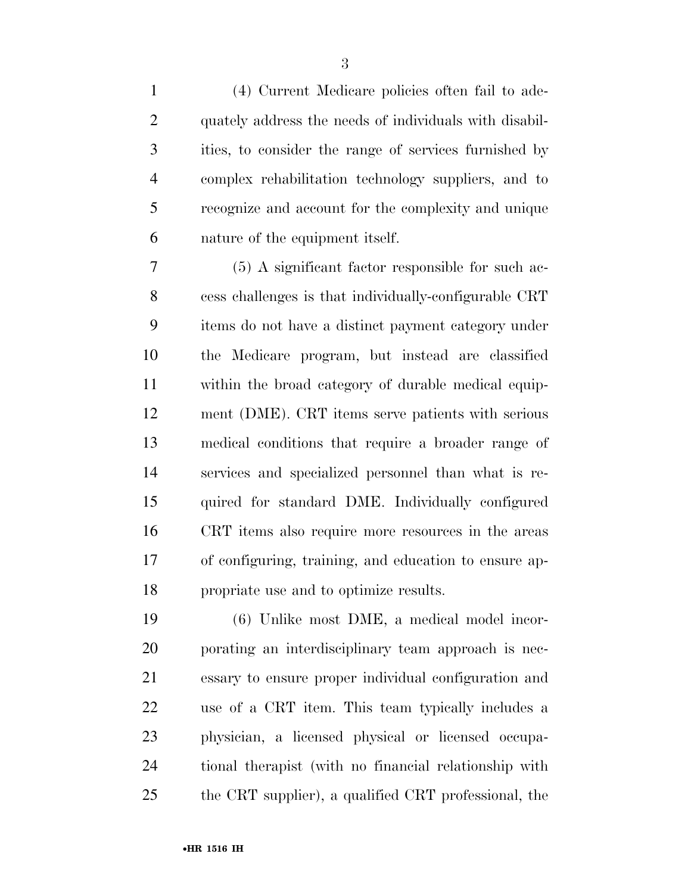(4) Current Medicare policies often fail to adequately address the needs of individuals with disabilities, to consider the range of services furnished by complex rehabilitation technology suppliers, and to recognize and account for the complexity and unique nature of the equipment itself.

(5) A significant factor responsible for such access challenges is that individually-configurable CRT items do not have a distinct payment category under the Medicare program, but instead are classified within the broad category of durable medical equipment (DME). CRT items serve patients with serious medical conditions that require a broader range of services and specialized personnel than what is required for standard DME. Individually configured CRT items also require more resources in the areas of configuring, training, and education to ensure appropriate use and to optimize results.

(6) Unlike most DME, a medical model incorporating an interdisciplinary team approach is necessary to ensure proper individual configuration and use of a CRT item. This team typically includes a physician, a licensed physical or licensed occupational therapist (with no financial relationship with the CRT supplier), a qualified CRT professional, the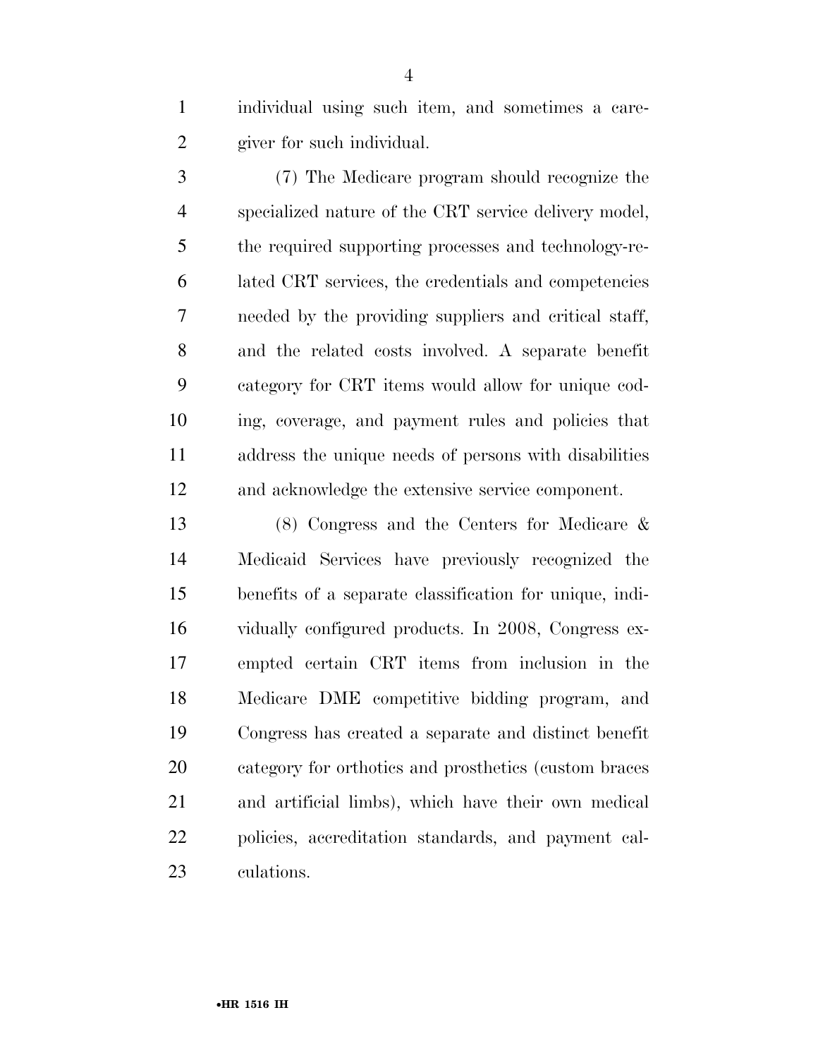individual using such item, and sometimes a caregiver for such individual.

(7) The Medicare program should recognize the specialized nature of the CRT service delivery model, the required supporting processes and technology-related CRT services, the credentials and competencies needed by the providing suppliers and critical staff, and the related costs involved. A separate benefit category for CRT items would allow for unique coding, coverage, and payment rules and policies that address the unique needs of persons with disabilities and acknowledge the extensive service component.

(8) Congress and the Centers for Medicare & Medicaid Services have previously recognized the benefits of a separate classification for unique, individually configured products. In 2008, Congress exempted certain CRT items from inclusion in the Medicare DME competitive bidding program, and Congress has created a separate and distinct benefit category for orthotics and prosthetics (custom braces and artificial limbs), which have their own medical policies, accreditation standards, and payment calculations.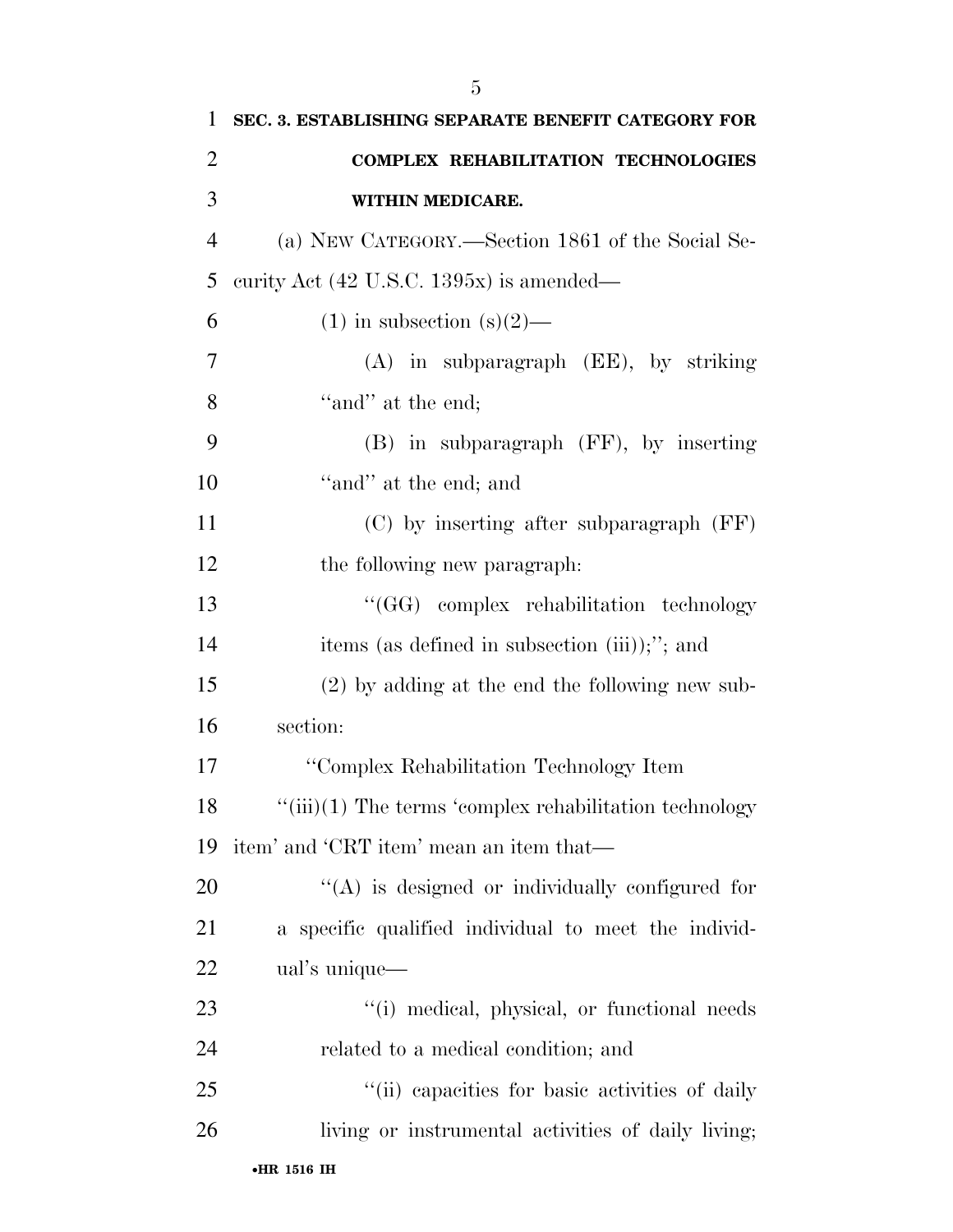**SEC. 3. ESTABLISHING SEPARATE BENEFIT CATEGORY FOR COMPLEX REHABILITATION TECHNOLOGIES WITHIN MEDICARE.**

(a) NEW CATEGORY.—Section 1861 of the Social Security Act (42 U.S.C. 1395x) is amended—

(1) in subsection (s)(2)—

(A) in subparagraph (EE), by striking ''and'' at the end;

(B) in subparagraph (FF), by inserting ''and'' at the end; and

(C) by inserting after subparagraph (FF) the following new paragraph:

''(GG) complex rehabilitation technology items (as defined in subsection (iii));''; and

(2) by adding at the end the following new subsection:

''Complex Rehabilitation Technology Item

''(iii)(1) The terms 'complex rehabilitation technology item' and 'CRT item' mean an item that—

''(A) is designed or individually configured for a specific qualified individual to meet the individual's unique—

''(i) medical, physical, or functional needs related to a medical condition; and

''(ii) capacities for basic activities of daily living or instrumental activities of daily living;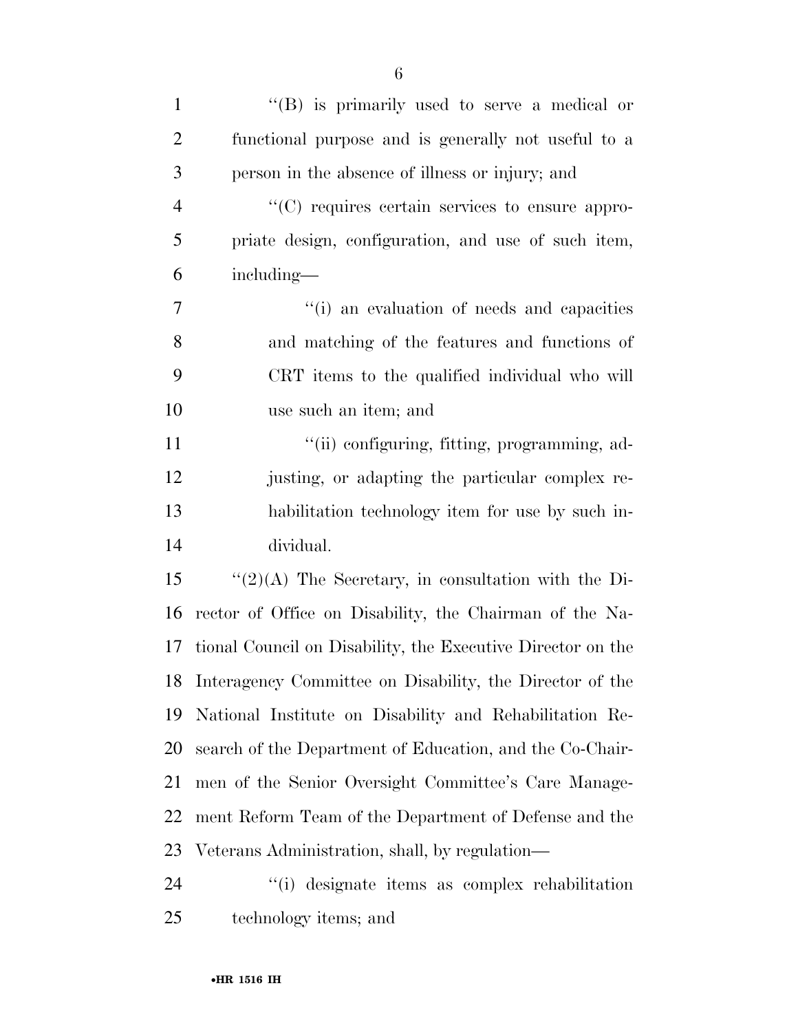''(B) is primarily used to serve a medical or functional purpose and is generally not useful to a person in the absence of illness or injury; and

''(C) requires certain services to ensure appropriate design, configuration, and use of such item, including—

''(i) an evaluation of needs and capacities and matching of the features and functions of CRT items to the qualified individual who will use such an item; and

''(ii) configuring, fitting, programming, adjusting, or adapting the particular complex rehabilitation technology item for use by such individual.

''(2)(A) The Secretary, in consultation with the Director of Office on Disability, the Chairman of the National Council on Disability, the Executive Director on the Interagency Committee on Disability, the Director of the National Institute on Disability and Rehabilitation Research of the Department of Education, and the Co-Chairmen of the Senior Oversight Committee's Care Management Reform Team of the Department of Defense and the Veterans Administration, shall, by regulation—

''(i) designate items as complex rehabilitation technology items; and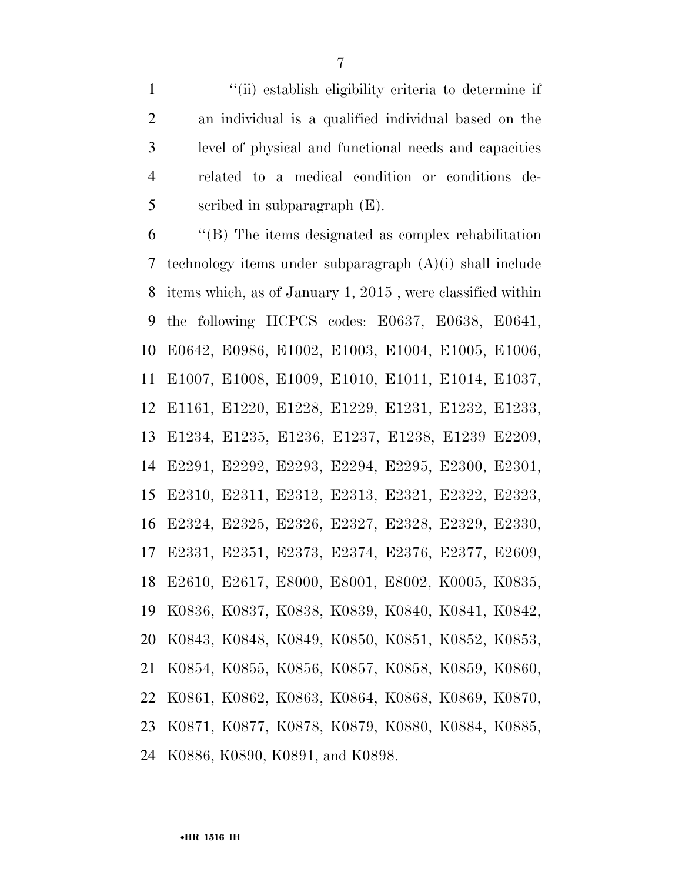''(ii) establish eligibility criteria to determine if an individual is a qualified individual based on the level of physical and functional needs and capacities related to a medical condition or conditions described in subparagraph (E).

''(B) The items designated as complex rehabilitation technology items under subparagraph (A)(i) shall include items which, as of January 1, 2015 , were classified within the following HCPCS codes: E0637, E0638, E0641, E0642, E0986, E1002, E1003, E1004, E1005, E1006, E1007, E1008, E1009, E1010, E1011, E1014, E1037, E1161, E1220, E1228, E1229, E1231, E1232, E1233, E1234, E1235, E1236, E1237, E1238, E1239 E2209, E2291, E2292, E2293, E2294, E2295, E2300, E2301, E2310, E2311, E2312, E2313, E2321, E2322, E2323, E2324, E2325, E2326, E2327, E2328, E2329, E2330, E2331, E2351, E2373, E2374, E2376, E2377, E2609, E2610, E2617, E8000, E8001, E8002, K0005, K0835, K0836, K0837, K0838, K0839, K0840, K0841, K0842, K0843, K0848, K0849, K0850, K0851, K0852, K0853, K0854, K0855, K0856, K0857, K0858, K0859, K0860, K0861, K0862, K0863, K0864, K0868, K0869, K0870, K0871, K0877, K0878, K0879, K0880, K0884, K0885, K0886, K0890, K0891, and K0898.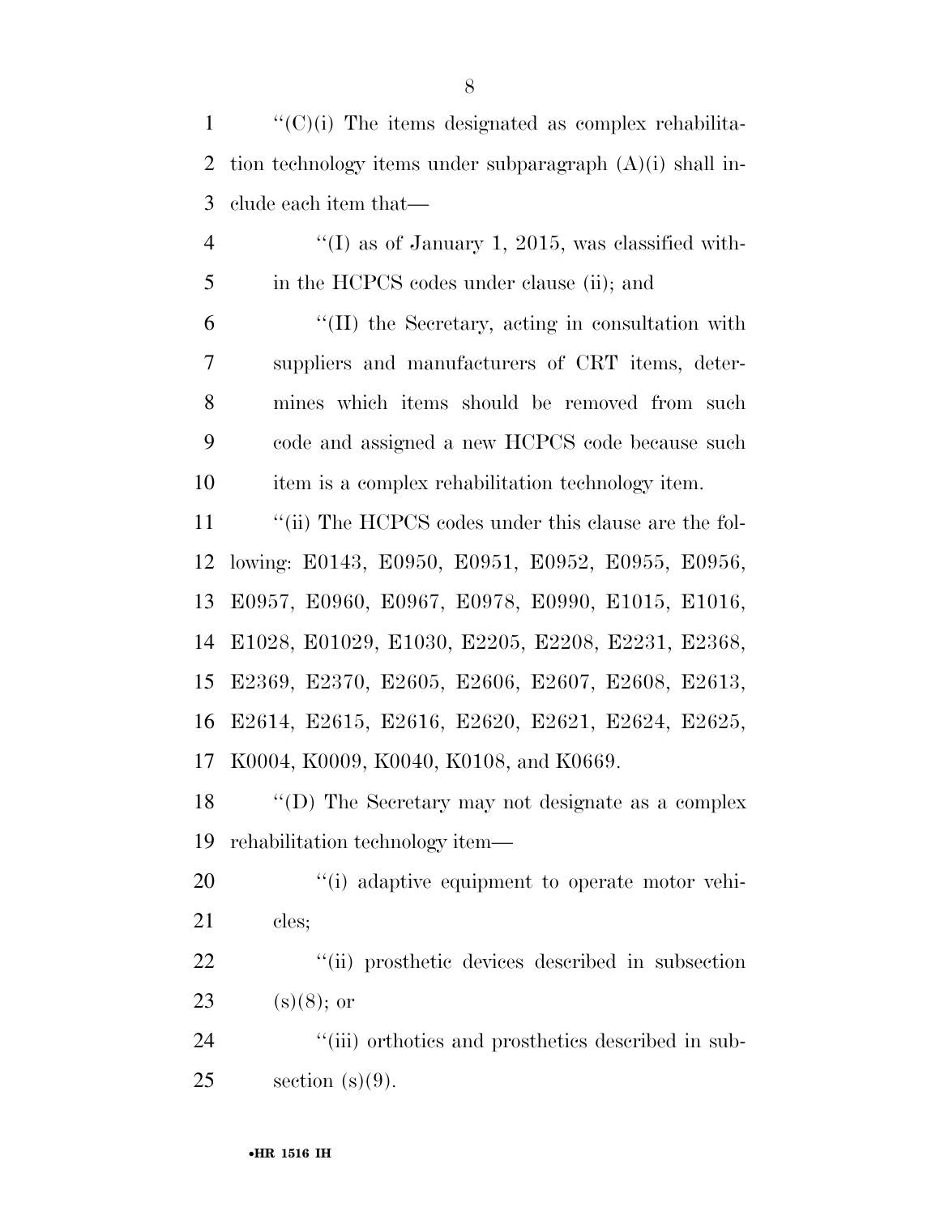''(C)(i) The items designated as complex rehabilitation technology items under subparagraph (A)(i) shall include each item that—

''(I) as of January 1, 2015, was classified within the HCPCS codes under clause (ii); and

''(II) the Secretary, acting in consultation with suppliers and manufacturers of CRT items, determines which items should be removed from such code and assigned a new HCPCS code because such item is a complex rehabilitation technology item.

''(ii) The HCPCS codes under this clause are the following: E0143, E0950, E0951, E0952, E0955, E0956, E0957, E0960, E0967, E0978, E0990, E1015, E1016, E1028, E01029, E1030, E2205, E2208, E2231, E2368, E2369, E2370, E2605, E2606, E2607, E2608, E2613, E2614, E2615, E2616, E2620, E2621, E2624, E2625, K0004, K0009, K0040, K0108, and K0669.

''(D) The Secretary may not designate as a complex rehabilitation technology item—

''(i) adaptive equipment to operate motor vehicles;

''(ii) prosthetic devices described in subsection (s)(8); or

''(iii) orthotics and prosthetics described in subsection (s)(9).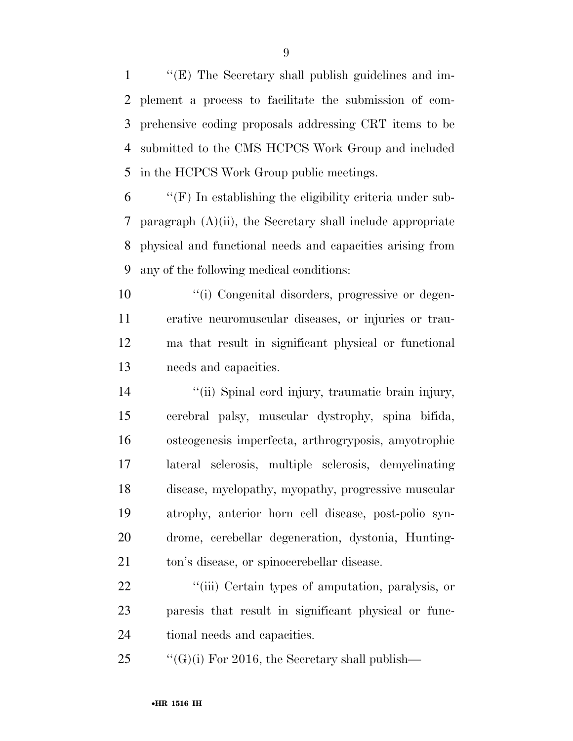''(E) The Secretary shall publish guidelines and implement a process to facilitate the submission of comprehensive coding proposals addressing CRT items to be submitted to the CMS HCPCS Work Group and included in the HCPCS Work Group public meetings.

''(F) In establishing the eligibility criteria under subparagraph (A)(ii), the Secretary shall include appropriate physical and functional needs and capacities arising from any of the following medical conditions:

''(i) Congenital disorders, progressive or degenerative neuromuscular diseases, or injuries or trauma that result in significant physical or functional needs and capacities.

''(ii) Spinal cord injury, traumatic brain injury, cerebral palsy, muscular dystrophy, spina bifida, osteogenesis imperfecta, arthrogryposis, amyotrophic lateral sclerosis, multiple sclerosis, demyelinating disease, myelopathy, myopathy, progressive muscular atrophy, anterior horn cell disease, post-polio syndrome, cerebellar degeneration, dystonia, Huntington's disease, or spinocerebellar disease.

''(iii) Certain types of amputation, paralysis, or paresis that result in significant physical or functional needs and capacities.

''(G)(i) For 2016, the Secretary shall publish—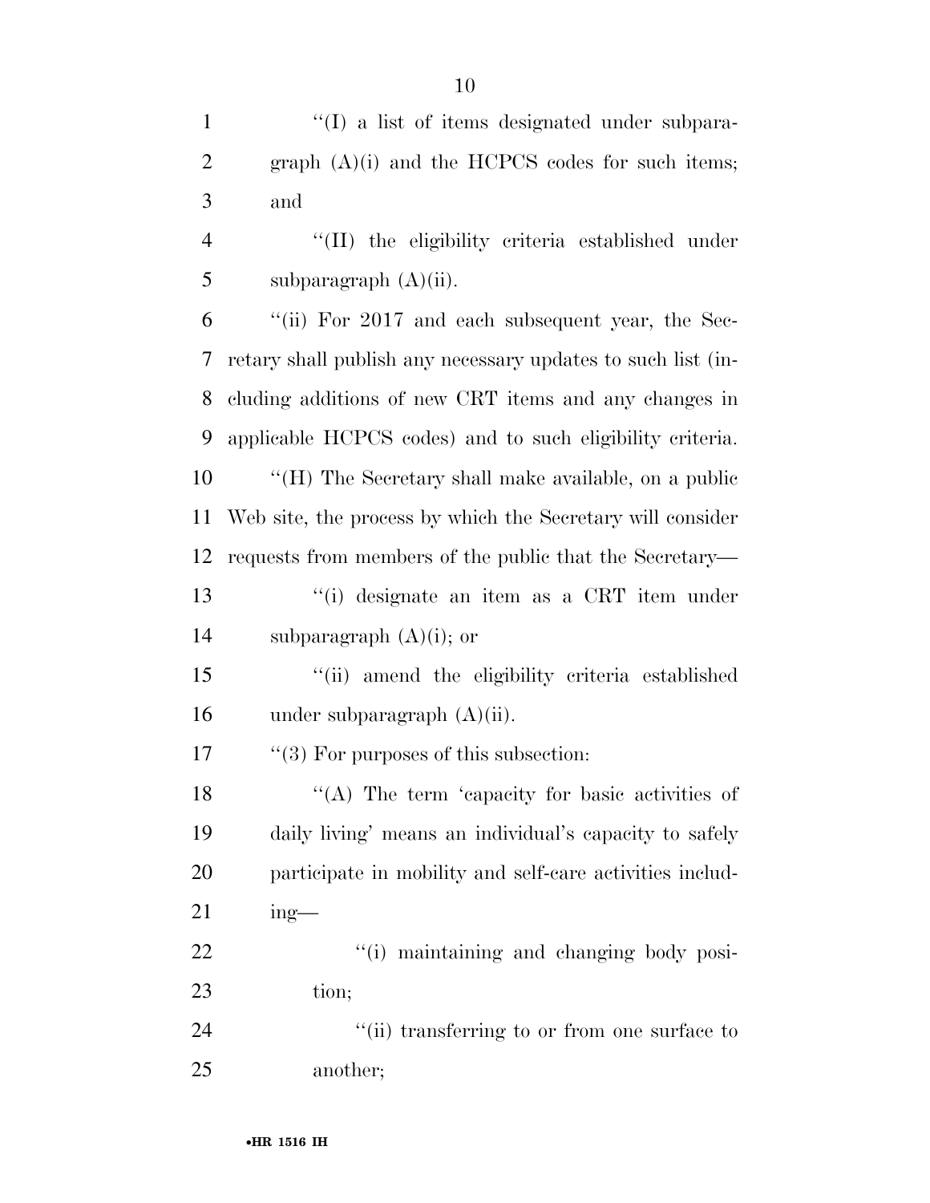''(I) a list of items designated under subparagraph (A)(i) and the HCPCS codes for such items; and

''(II) the eligibility criteria established under subparagraph (A)(ii).

''(ii) For 2017 and each subsequent year, the Secretary shall publish any necessary updates to such list (including additions of new CRT items and any changes in applicable HCPCS codes) and to such eligibility criteria.

''(H) The Secretary shall make available, on a public Web site, the process by which the Secretary will consider requests from members of the public that the Secretary—

''(i) designate an item as a CRT item under subparagraph (A)(i); or

''(ii) amend the eligibility criteria established under subparagraph (A)(ii).

''(3) For purposes of this subsection:

''(A) The term 'capacity for basic activities of daily living' means an individual's capacity to safely participate in mobility and self-care activities including—

''(i) maintaining and changing body position;

''(ii) transferring to or from one surface to another;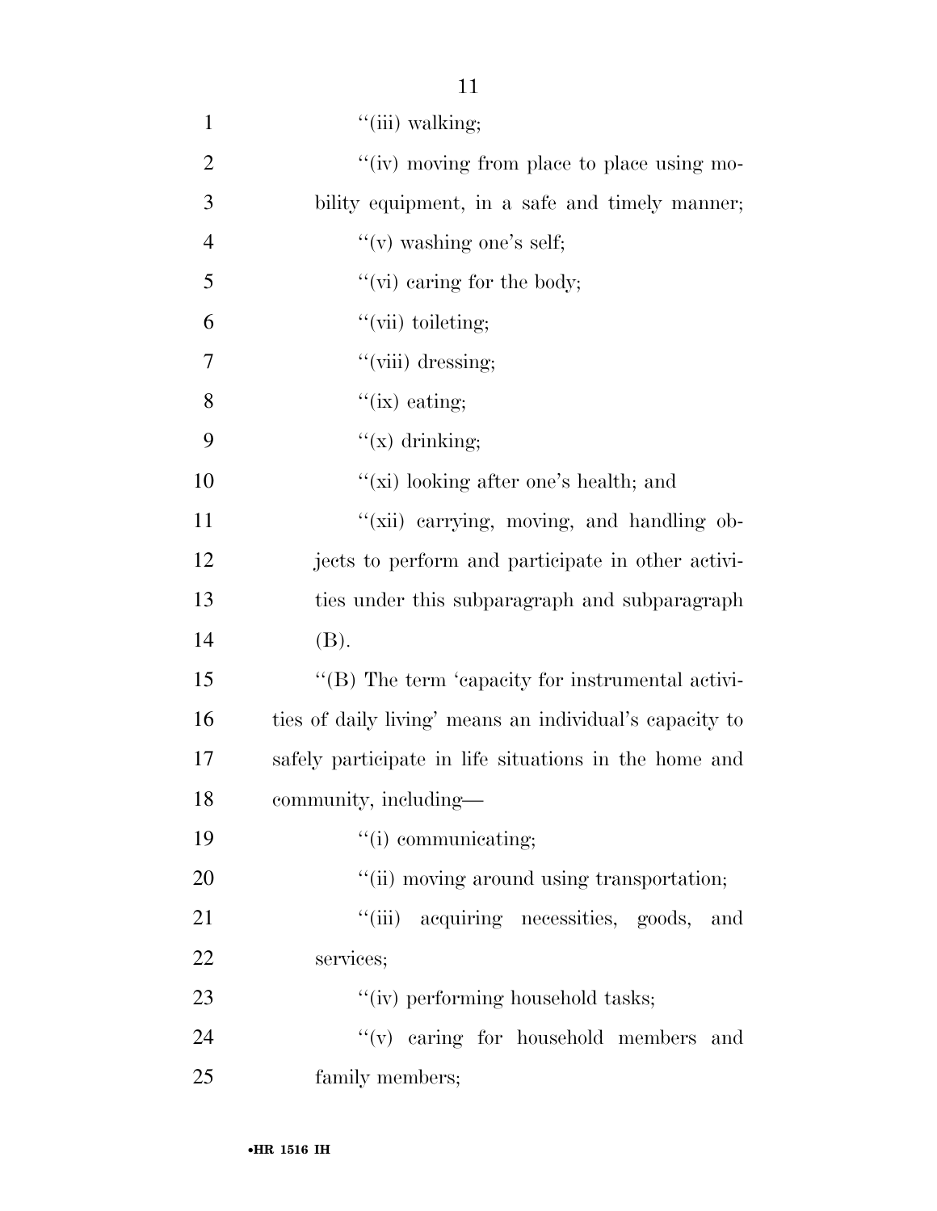"(iii) walking;

"(iv) moving from place to place using mobility equipment, in a safe and timely manner;

"(v) washing one's self;

"(vi) caring for the body;

"(vii) toileting;

"(viii) dressing;

"(ix) eating;

"(x) drinking;

"(xi) looking after one's health; and

"(xii) carrying, moving, and handling objects to perform and participate in other activities under this subparagraph and subparagraph (B).

"(B) The term 'capacity for instrumental activities of daily living' means an individual's capacity to safely participate in life situations in the home and community, including—

"(i) communicating;

"(ii) moving around using transportation;

"(iii) acquiring necessities, goods, and services;

"(iv) performing household tasks;

"(v) caring for household members and family members;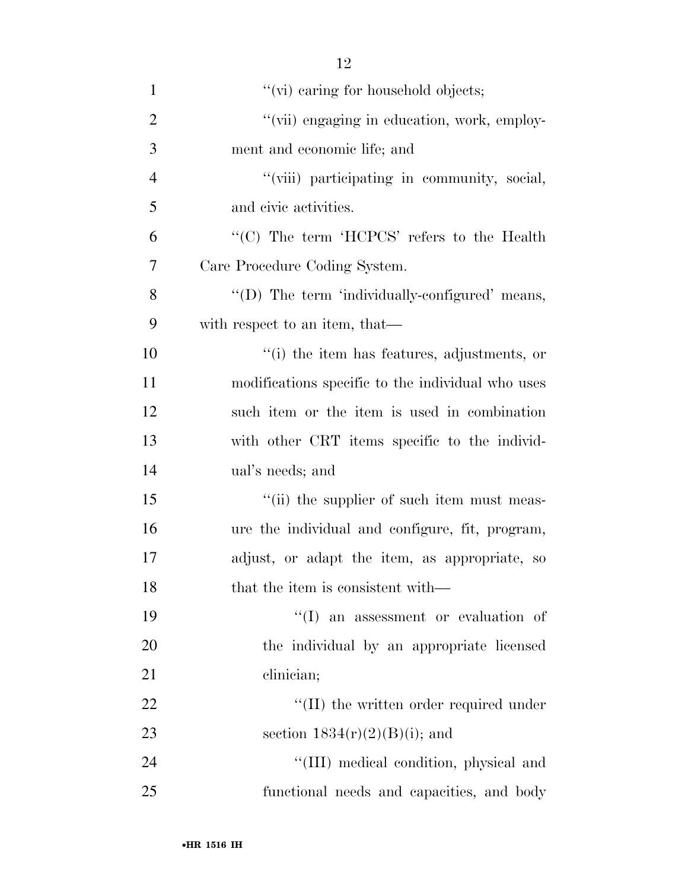''(vi) caring for household objects;

''(vii) engaging in education, work, employment and economic life; and

''(viii) participating in community, social, and civic activities.

''(C) The term 'HCPCS' refers to the Health Care Procedure Coding System.

''(D) The term 'individually-configured' means, with respect to an item, that—

''(i) the item has features, adjustments, or modifications specific to the individual who uses such item or the item is used in combination with other CRT items specific to the individual's needs; and

''(ii) the supplier of such item must measure the individual and configure, fit, program, adjust, or adapt the item, as appropriate, so that the item is consistent with—

''(I) an assessment or evaluation of the individual by an appropriate licensed clinician;

''(II) the written order required under section 1834(r)(2)(B)(i); and

''(III) medical condition, physical and functional needs and capacities, and body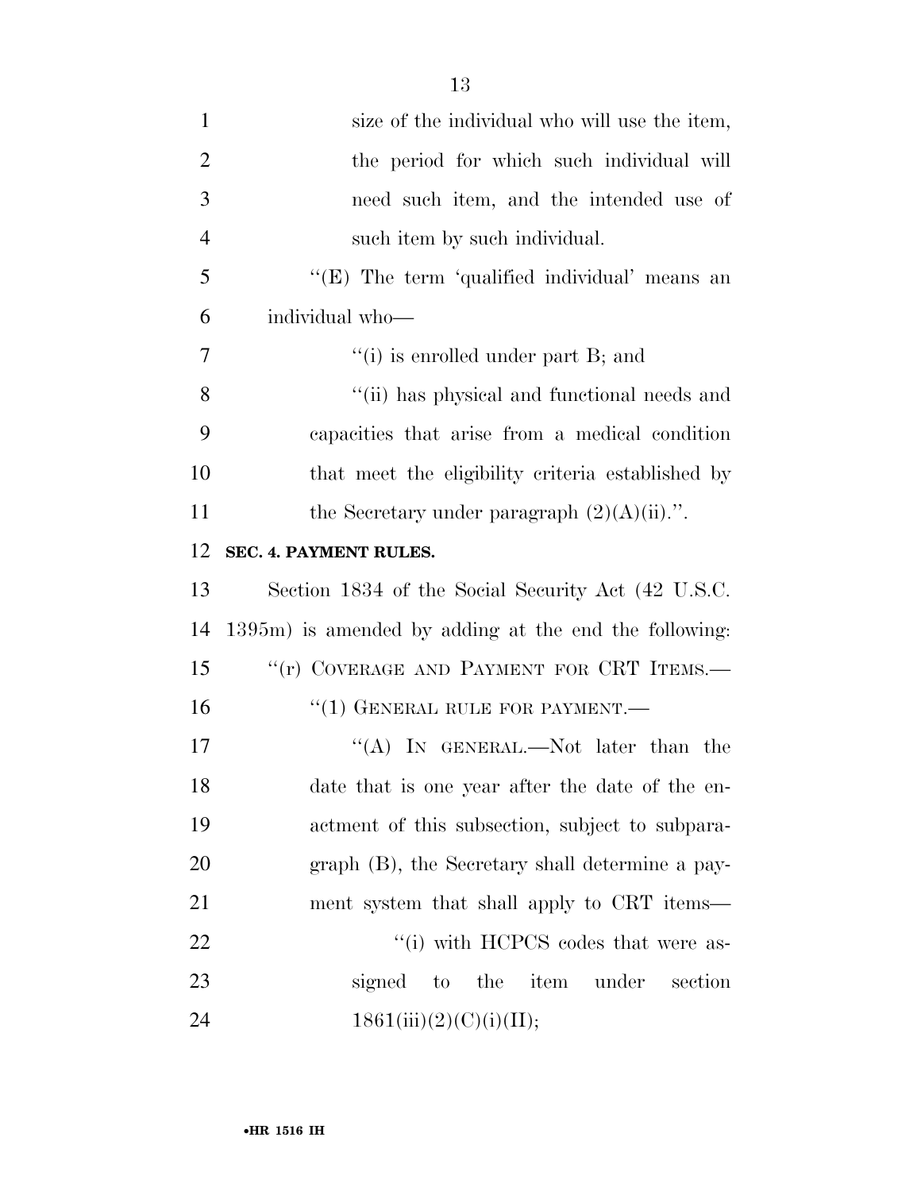size of the individual who will use the item, the period for which such individual will need such item, and the intended use of such item by such individual.

''(E) The term 'qualified individual' means an individual who—

''(i) is enrolled under part B; and

''(ii) has physical and functional needs and capacities that arise from a medical condition that meet the eligibility criteria established by the Secretary under paragraph (2)(A)(ii).''.

**SEC. 4. PAYMENT RULES.**

Section 1834 of the Social Security Act (42 U.S.C. 1395m) is amended by adding at the end the following:

''(r) COVERAGE AND PAYMENT FOR CRT ITEMS.—

''(1) GENERAL RULE FOR PAYMENT.—

''(A) IN GENERAL.—Not later than the date that is one year after the date of the enactment of this subsection, subject to subparagraph (B), the Secretary shall determine a payment system that shall apply to CRT items—

''(i) with HCPCS codes that were assigned to the item under section 1861(iii)(2)(C)(i)(II);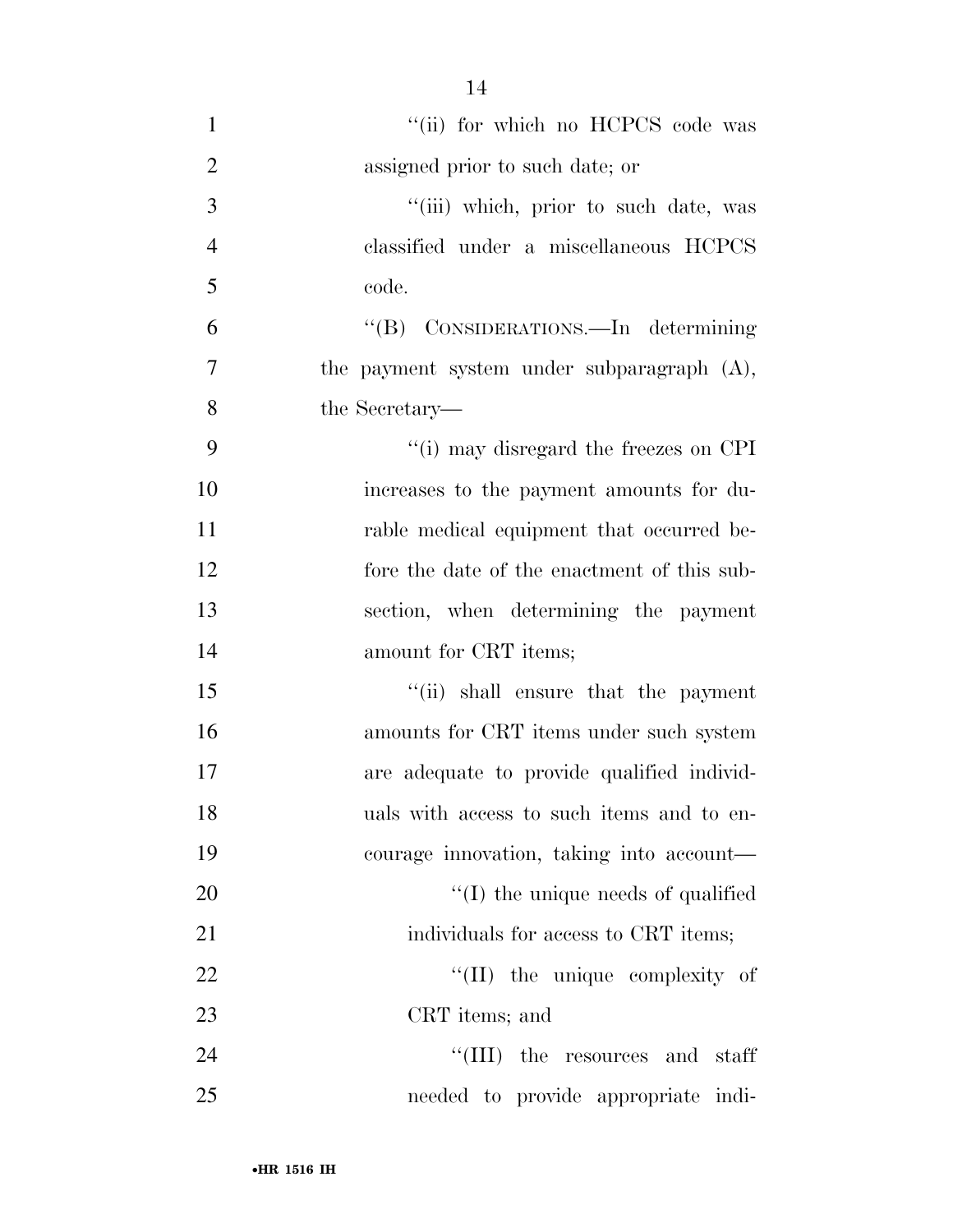''(ii) for which no HCPCS code was assigned prior to such date; or

''(iii) which, prior to such date, was classified under a miscellaneous HCPCS code.

''(B) CONSIDERATIONS.—In determining the payment system under subparagraph (A), the Secretary—

''(i) may disregard the freezes on CPI increases to the payment amounts for durable medical equipment that occurred before the date of the enactment of this subsection, when determining the payment amount for CRT items;

''(ii) shall ensure that the payment amounts for CRT items under such system are adequate to provide qualified individuals with access to such items and to encourage innovation, taking into account—

''(I) the unique needs of qualified individuals for access to CRT items;

''(II) the unique complexity of CRT items; and

''(III) the resources and staff needed to provide appropriate indi-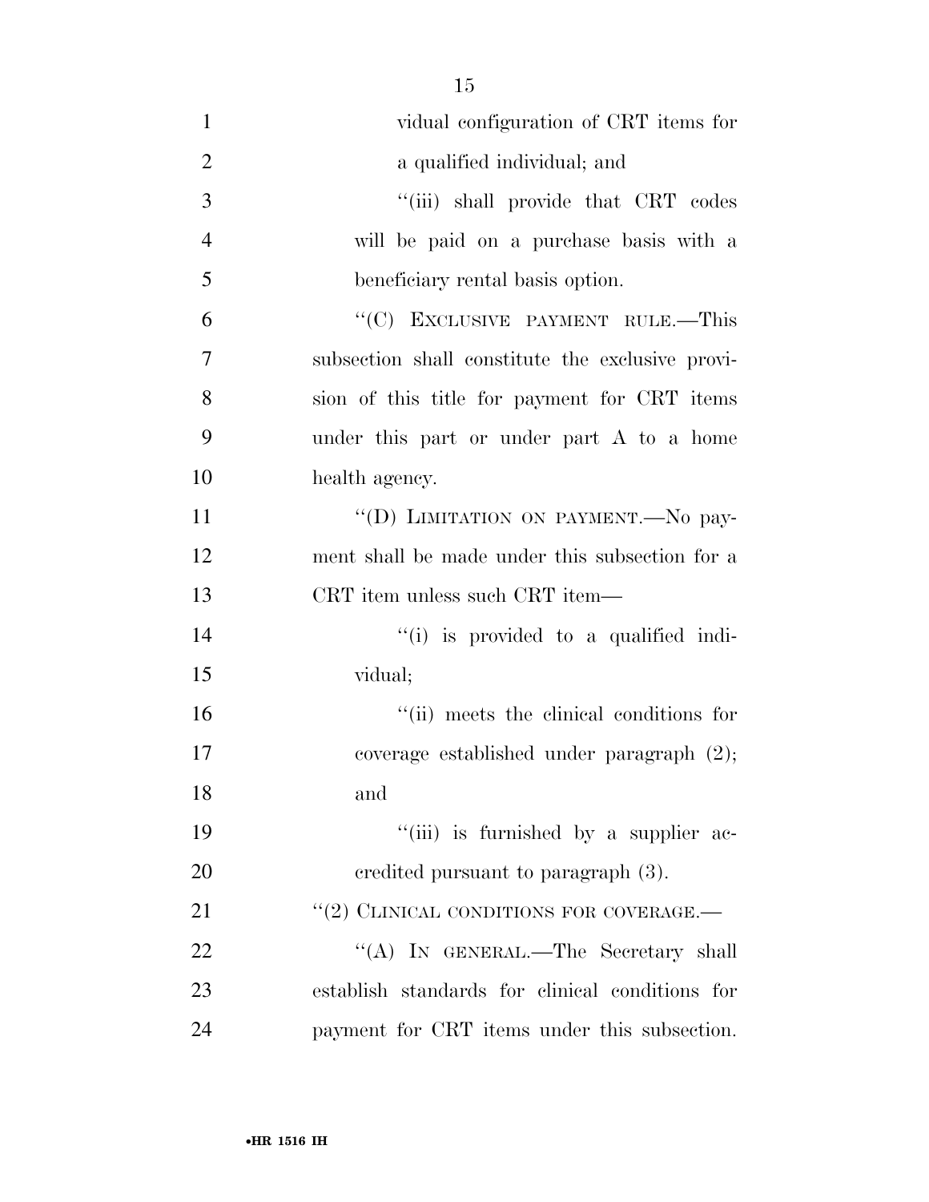vidual configuration of CRT items for a qualified individual; and

"(iii) shall provide that CRT codes will be paid on a purchase basis with a beneficiary rental basis option.

"(C) EXCLUSIVE PAYMENT RULE.—This subsection shall constitute the exclusive provision of this title for payment for CRT items under this part or under part A to a home health agency.

"(D) LIMITATION ON PAYMENT.—No payment shall be made under this subsection for a CRT item unless such CRT item—

"(i) is provided to a qualified individual;

"(ii) meets the clinical conditions for coverage established under paragraph (2); and

"(iii) is furnished by a supplier accredited pursuant to paragraph (3).

"(2) CLINICAL CONDITIONS FOR COVERAGE.—

"(A) IN GENERAL.—The Secretary shall establish standards for clinical conditions for payment for CRT items under this subsection.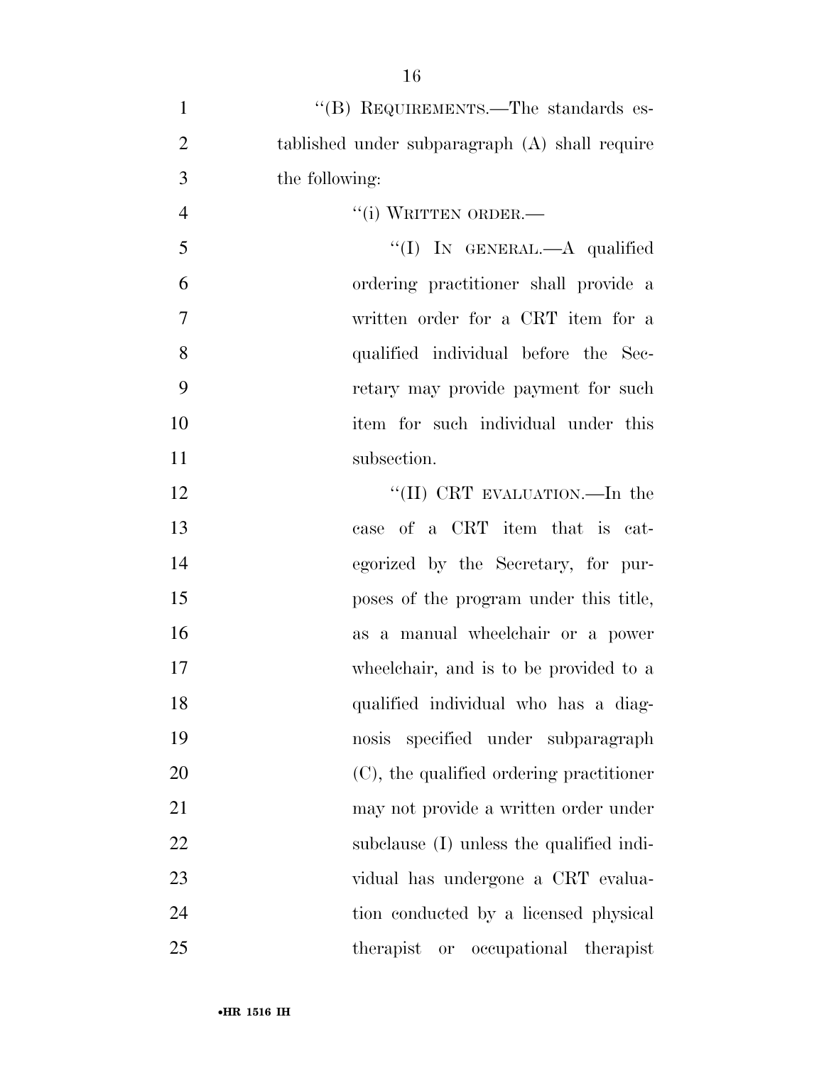"(B) REQUIREMENTS.—The standards established under subparagraph (A) shall require the following:

"(i) WRITTEN ORDER.—

"(I) IN GENERAL.—A qualified ordering practitioner shall provide a written order for a CRT item for a qualified individual before the Secretary may provide payment for such item for such individual under this subsection.

"(II) CRT EVALUATION.—In the case of a CRT item that is categorized by the Secretary, for purposes of the program under this title, as a manual wheelchair or a power wheelchair, and is to be provided to a qualified individual who has a diagnosis specified under subparagraph (C), the qualified ordering practitioner may not provide a written order under subclause (I) unless the qualified individual has undergone a CRT evaluation conducted by a licensed physical therapist or occupational therapist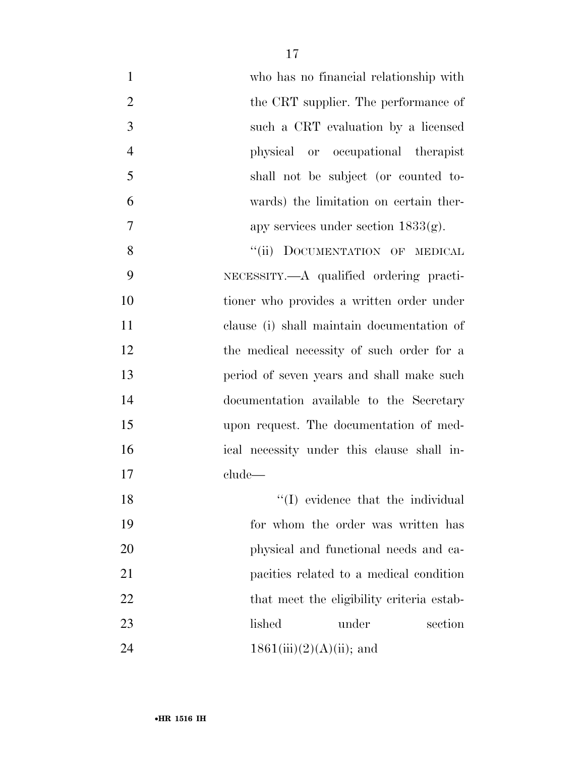who has no financial relationship with the CRT supplier. The performance of such a CRT evaluation by a licensed physical or occupational therapist shall not be subject (or counted towards) the limitation on certain therapy services under section 1833(g).

''(ii) DOCUMENTATION OF MEDICAL NECESSITY.—A qualified ordering practitioner who provides a written order under clause (i) shall maintain documentation of the medical necessity of such order for a period of seven years and shall make such documentation available to the Secretary upon request. The documentation of medical necessity under this clause shall include—

''(I) evidence that the individual for whom the order was written has physical and functional needs and capacities related to a medical condition that meet the eligibility criteria established under section 1861(iii)(2)(A)(ii); and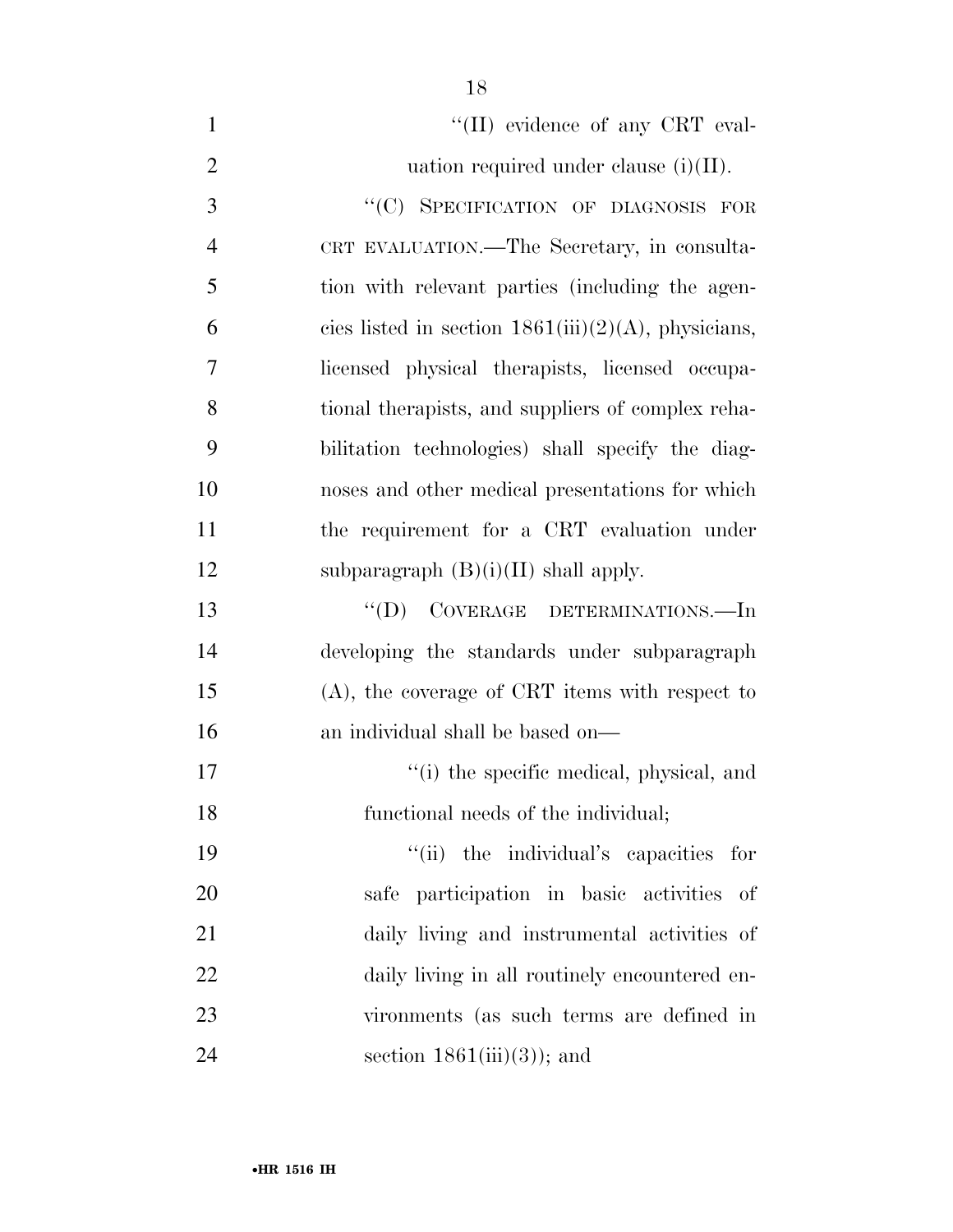''(II) evidence of any CRT evaluation required under clause (i)(II).

''(C) SPECIFICATION OF DIAGNOSIS FOR CRT EVALUATION.—The Secretary, in consultation with relevant parties (including the agencies listed in section 1861(iii)(2)(A), physicians, licensed physical therapists, licensed occupational therapists, and suppliers of complex rehabilitation technologies) shall specify the diagnoses and other medical presentations for which the requirement for a CRT evaluation under subparagraph (B)(i)(II) shall apply.

''(D) COVERAGE DETERMINATIONS.—In developing the standards under subparagraph (A), the coverage of CRT items with respect to an individual shall be based on—

''(i) the specific medical, physical, and functional needs of the individual;

''(ii) the individual's capacities for safe participation in basic activities of daily living and instrumental activities of daily living in all routinely encountered environments (as such terms are defined in section 1861(iii)(3)); and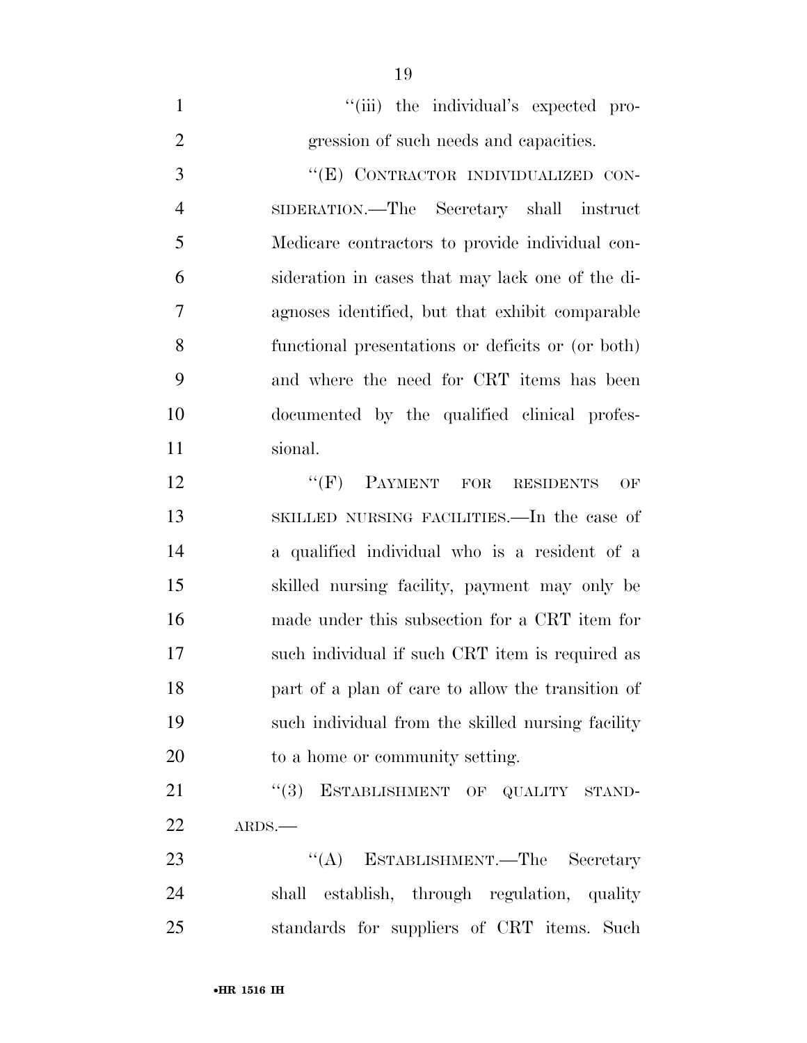"(iii) the individual's expected progression of such needs and capacities.

"(E) CONTRACTOR INDIVIDUALIZED CONSIDERATION.—The Secretary shall instruct Medicare contractors to provide individual consideration in cases that may lack one of the diagnoses identified, but that exhibit comparable functional presentations or deficits or (or both) and where the need for CRT items has been documented by the qualified clinical professional.

"(F) PAYMENT FOR RESIDENTS OF SKILLED NURSING FACILITIES.—In the case of a qualified individual who is a resident of a skilled nursing facility, payment may only be made under this subsection for a CRT item for such individual if such CRT item is required as part of a plan of care to allow the transition of such individual from the skilled nursing facility to a home or community setting.

"(3) ESTABLISHMENT OF QUALITY STANDARDS.—

"(A) ESTABLISHMENT.—The Secretary shall establish, through regulation, quality standards for suppliers of CRT items. Such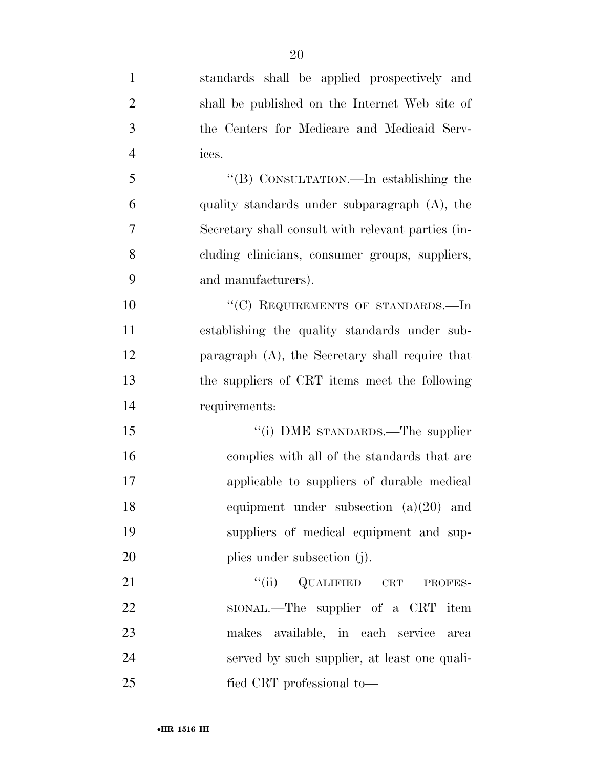standards shall be applied prospectively and shall be published on the Internet Web site of the Centers for Medicare and Medicaid Services.

''(B) CONSULTATION.—In establishing the quality standards under subparagraph (A), the Secretary shall consult with relevant parties (including clinicians, consumer groups, suppliers, and manufacturers).

''(C) REQUIREMENTS OF STANDARDS.—In establishing the quality standards under subparagraph (A), the Secretary shall require that the suppliers of CRT items meet the following requirements:

''(i) DME STANDARDS.—The supplier complies with all of the standards that are applicable to suppliers of durable medical equipment under subsection (a)(20) and suppliers of medical equipment and supplies under subsection (j).

''(ii) QUALIFIED CRT PROFESSIONAL.—The supplier of a CRT item makes available, in each service area served by such supplier, at least one qualified CRT professional to—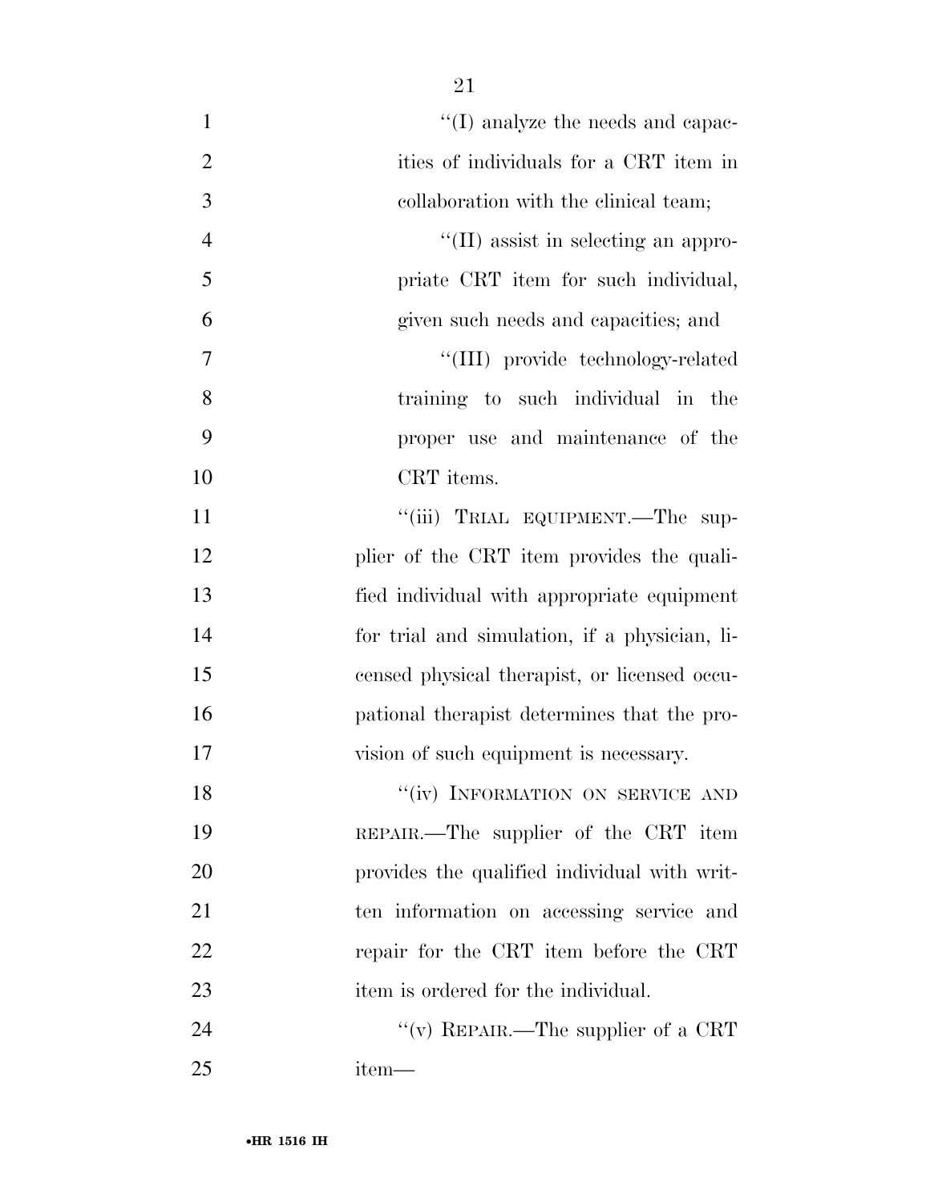"(I) analyze the needs and capacities of individuals for a CRT item in collaboration with the clinical team;

"(II) assist in selecting an appropriate CRT item for such individual, given such needs and capacities; and

"(III) provide technology-related training to such individual in the proper use and maintenance of the CRT items.

"(iii) TRIAL EQUIPMENT.—The supplier of the CRT item provides the qualified individual with appropriate equipment for trial and simulation, if a physician, licensed physical therapist, or licensed occupational therapist determines that the provision of such equipment is necessary.

"(iv) INFORMATION ON SERVICE AND REPAIR.—The supplier of the CRT item provides the qualified individual with written information on accessing service and repair for the CRT item before the CRT item is ordered for the individual.

"(v) REPAIR.—The supplier of a CRT item—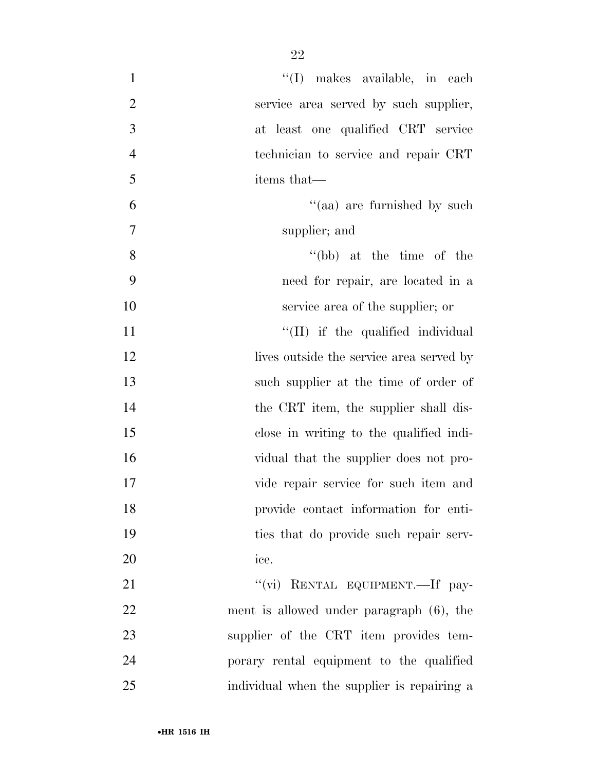''(I) makes available, in each service area served by such supplier, at least one qualified CRT service technician to service and repair CRT items that—

''(aa) are furnished by such supplier; and

''(bb) at the time of the need for repair, are located in a service area of the supplier; or

''(II) if the qualified individual lives outside the service area served by such supplier at the time of order of the CRT item, the supplier shall disclose in writing to the qualified individual that the supplier does not provide repair service for such item and provide contact information for entities that do provide such repair service.

''(vi) RENTAL EQUIPMENT.—If payment is allowed under paragraph (6), the supplier of the CRT item provides temporary rental equipment to the qualified individual when the supplier is repairing a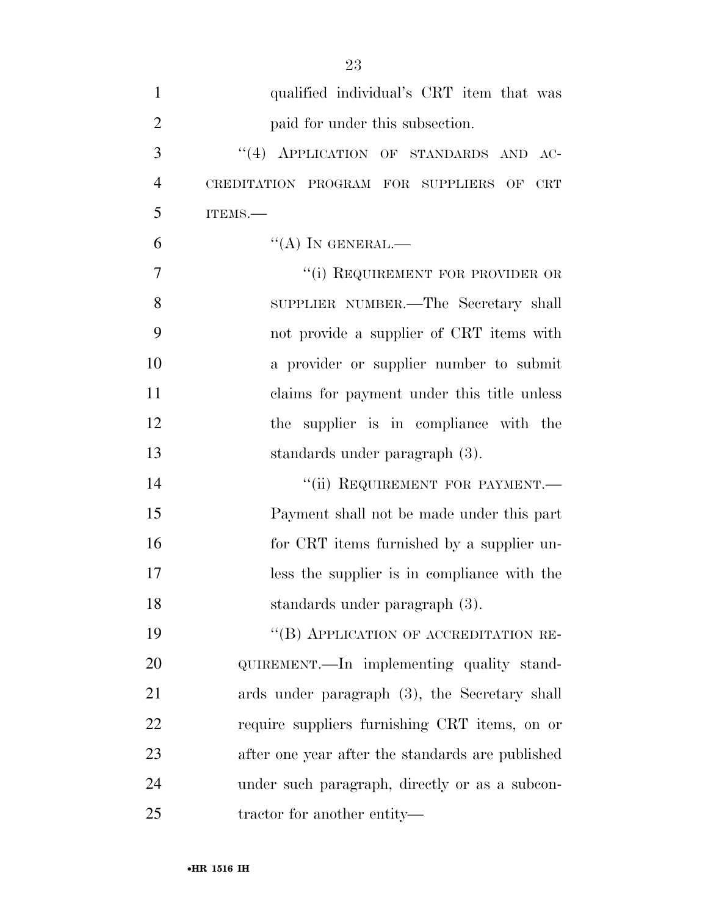qualified individual's CRT item that was paid for under this subsection.

"(4) APPLICATION OF STANDARDS AND ACCREDITATION PROGRAM FOR SUPPLIERS OF CRT ITEMS.—

"(A) IN GENERAL.—

"(i) REQUIREMENT FOR PROVIDER OR SUPPLIER NUMBER.—The Secretary shall not provide a supplier of CRT items with a provider or supplier number to submit claims for payment under this title unless the supplier is in compliance with the standards under paragraph (3).

"(ii) REQUIREMENT FOR PAYMENT.—Payment shall not be made under this part for CRT items furnished by a supplier unless the supplier is in compliance with the standards under paragraph (3).

"(B) APPLICATION OF ACCREDITATION REQUIREMENT.—In implementing quality standards under paragraph (3), the Secretary shall require suppliers furnishing CRT items, on or after one year after the standards are published under such paragraph, directly or as a subcontractor for another entity—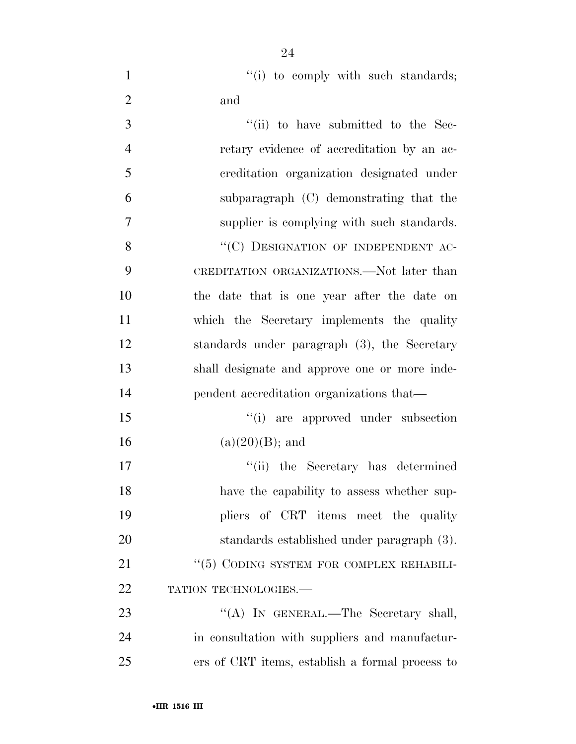"(i) to comply with such standards; and

"(ii) to have submitted to the Secretary evidence of accreditation by an accreditation organization designated under subparagraph (C) demonstrating that the supplier is complying with such standards.

"(C) DESIGNATION OF INDEPENDENT ACCREDITATION ORGANIZATIONS.—Not later than the date that is one year after the date on which the Secretary implements the quality standards under paragraph (3), the Secretary shall designate and approve one or more independent accreditation organizations that—

"(i) are approved under subsection (a)(20)(B); and

"(ii) the Secretary has determined have the capability to assess whether suppliers of CRT items meet the quality standards established under paragraph (3).

"(5) CODING SYSTEM FOR COMPLEX REHABILITATION TECHNOLOGIES.—

"(A) IN GENERAL.—The Secretary shall, in consultation with suppliers and manufacturers of CRT items, establish a formal process to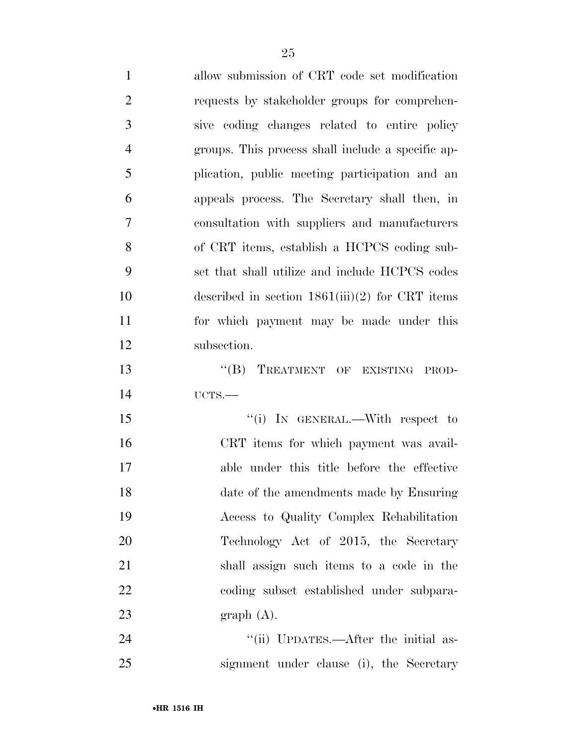allow submission of CRT code set modification requests by stakeholder groups for comprehensive coding changes related to entire policy groups. This process shall include a specific application, public meeting participation and an appeals process. The Secretary shall then, in consultation with suppliers and manufacturers of CRT items, establish a HCPCS coding subset that shall utilize and include HCPCS codes described in section 1861(iii)(2) for CRT items for which payment may be made under this subsection.

"(B) TREATMENT OF EXISTING PRODUCTS.—

"(i) IN GENERAL.—With respect to CRT items for which payment was available under this title before the effective date of the amendments made by Ensuring Access to Quality Complex Rehabilitation Technology Act of 2015, the Secretary shall assign such items to a code in the coding subset established under subparagraph (A).

"(ii) UPDATES.—After the initial assignment under clause (i), the Secretary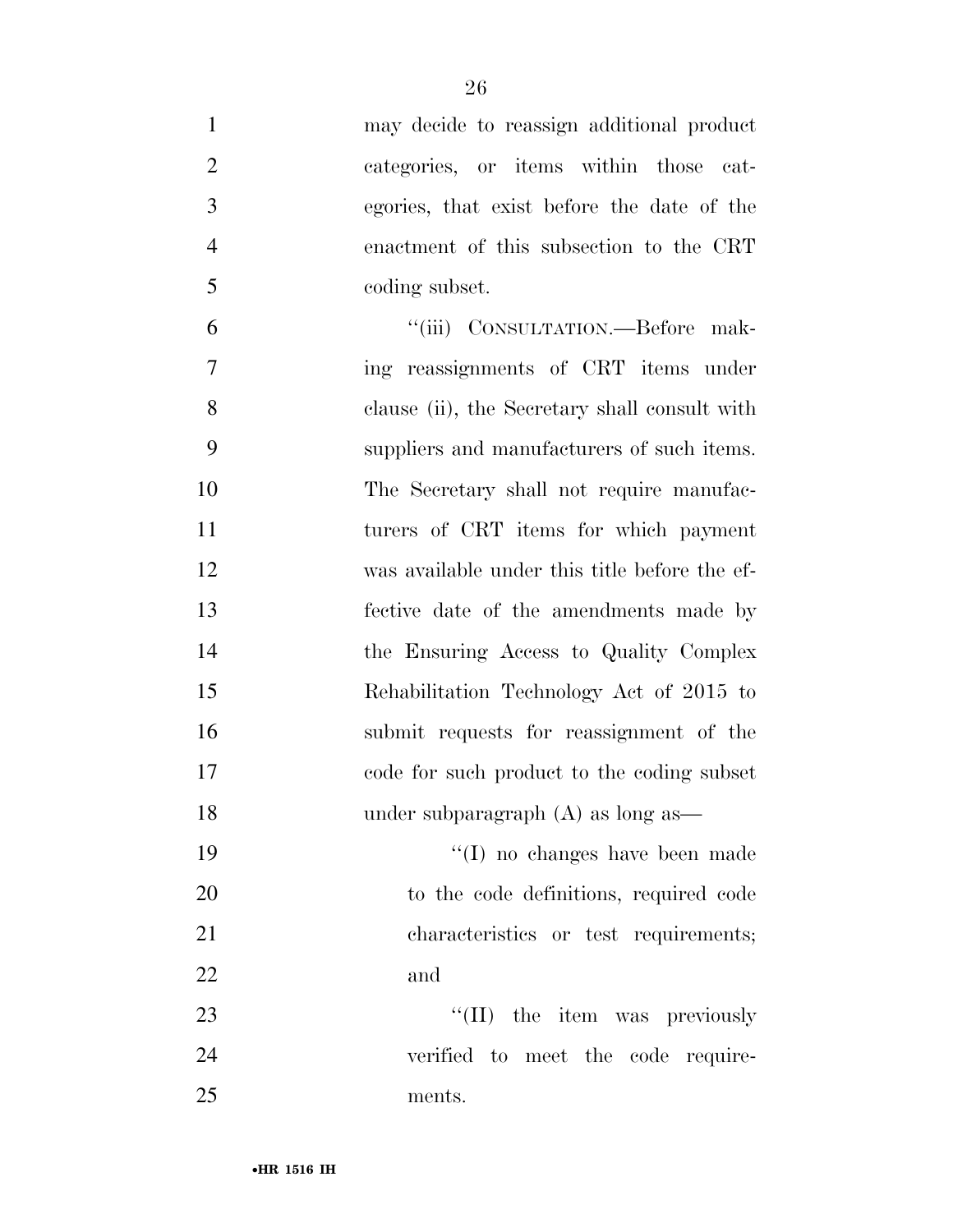may decide to reassign additional product categories, or items within those categories, that exist before the date of the enactment of this subsection to the CRT coding subset.

"(iii) CONSULTATION.—Before making reassignments of CRT items under clause (ii), the Secretary shall consult with suppliers and manufacturers of such items. The Secretary shall not require manufacturers of CRT items for which payment was available under this title before the effective date of the amendments made by the Ensuring Access to Quality Complex Rehabilitation Technology Act of 2015 to submit requests for reassignment of the code for such product to the coding subset under subparagraph (A) as long as—

"(I) no changes have been made to the code definitions, required code characteristics or test requirements; and

"(II) the item was previously verified to meet the code requirements.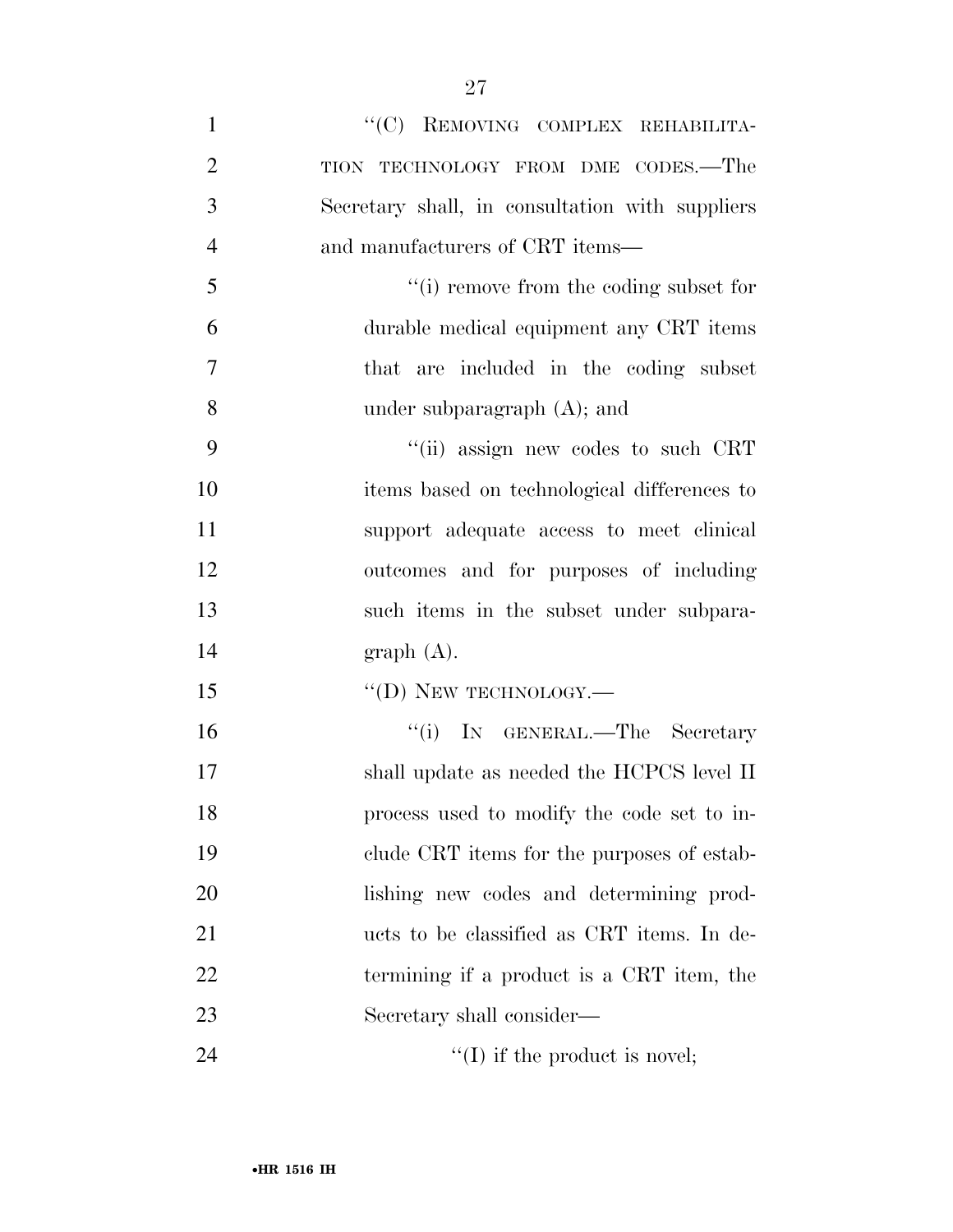"(C) REMOVING COMPLEX REHABILITATION TECHNOLOGY FROM DME CODES.—The Secretary shall, in consultation with suppliers and manufacturers of CRT items—

"(i) remove from the coding subset for durable medical equipment any CRT items that are included in the coding subset under subparagraph (A); and

"(ii) assign new codes to such CRT items based on technological differences to support adequate access to meet clinical outcomes and for purposes of including such items in the subset under subparagraph (A).

"(D) NEW TECHNOLOGY.—

"(i) IN GENERAL.—The Secretary shall update as needed the HCPCS level II process used to modify the code set to include CRT items for the purposes of establishing new codes and determining products to be classified as CRT items. In determining if a product is a CRT item, the Secretary shall consider—

"(I) if the product is novel;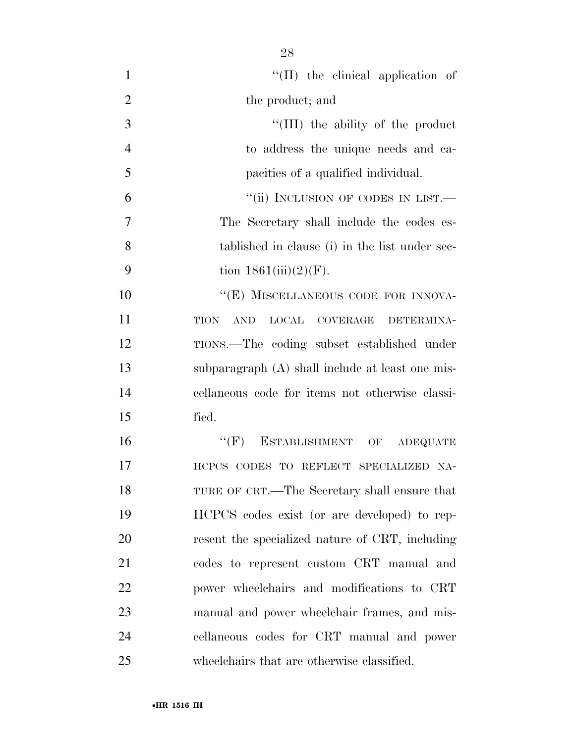"(II) the clinical application of the product; and

"(III) the ability of the product to address the unique needs and capacities of a qualified individual.

"(ii) INCLUSION OF CODES IN LIST.—The Secretary shall include the codes established in clause (i) in the list under section 1861(iii)(2)(F).

"(E) MISCELLANEOUS CODE FOR INNOVATION AND LOCAL COVERAGE DETERMINATIONS.—The coding subset established under subparagraph (A) shall include at least one miscellaneous code for items not otherwise classified.

"(F) ESTABLISHMENT OF ADEQUATE HCPCS CODES TO REFLECT SPECIALIZED NATURE OF CRT.—The Secretary shall ensure that HCPCS codes exist (or are developed) to represent the specialized nature of CRT, including codes to represent custom CRT manual and power wheelchairs and modifications to CRT manual and power wheelchair frames, and miscellaneous codes for CRT manual and power wheelchairs that are otherwise classified.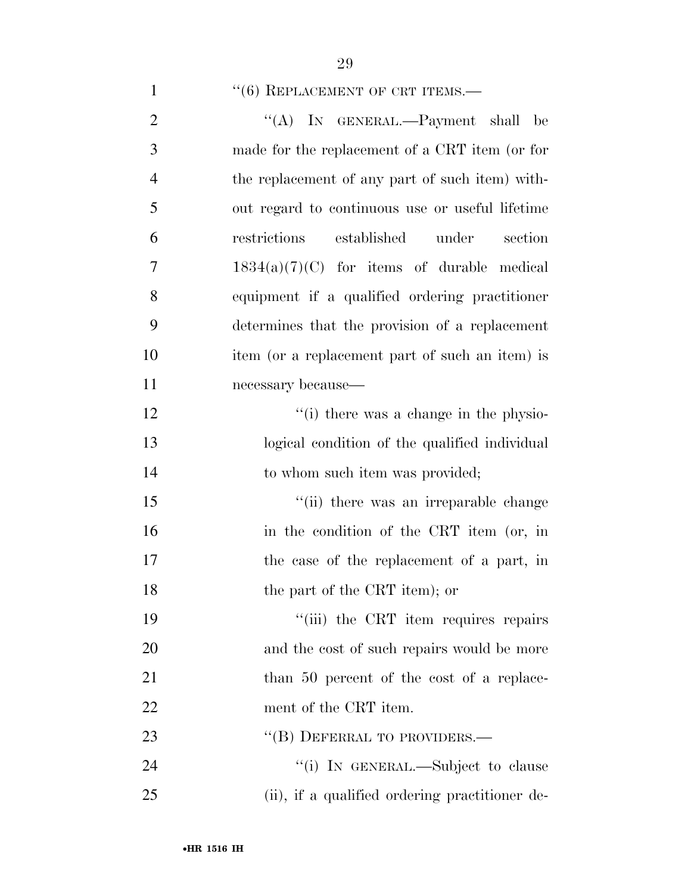"(6) REPLACEMENT OF CRT ITEMS.—

"(A) IN GENERAL.—Payment shall be made for the replacement of a CRT item (or for the replacement of any part of such item) without regard to continuous use or useful lifetime restrictions established under section 1834(a)(7)(C) for items of durable medical equipment if a qualified ordering practitioner determines that the provision of a replacement item (or a replacement part of such an item) is necessary because—

"(i) there was a change in the physiological condition of the qualified individual to whom such item was provided;

"(ii) there was an irreparable change in the condition of the CRT item (or, in the case of the replacement of a part, in the part of the CRT item); or

"(iii) the CRT item requires repairs and the cost of such repairs would be more than 50 percent of the cost of a replacement of the CRT item.

"(B) DEFERRAL TO PROVIDERS.—

"(i) IN GENERAL.—Subject to clause (ii), if a qualified ordering practitioner de-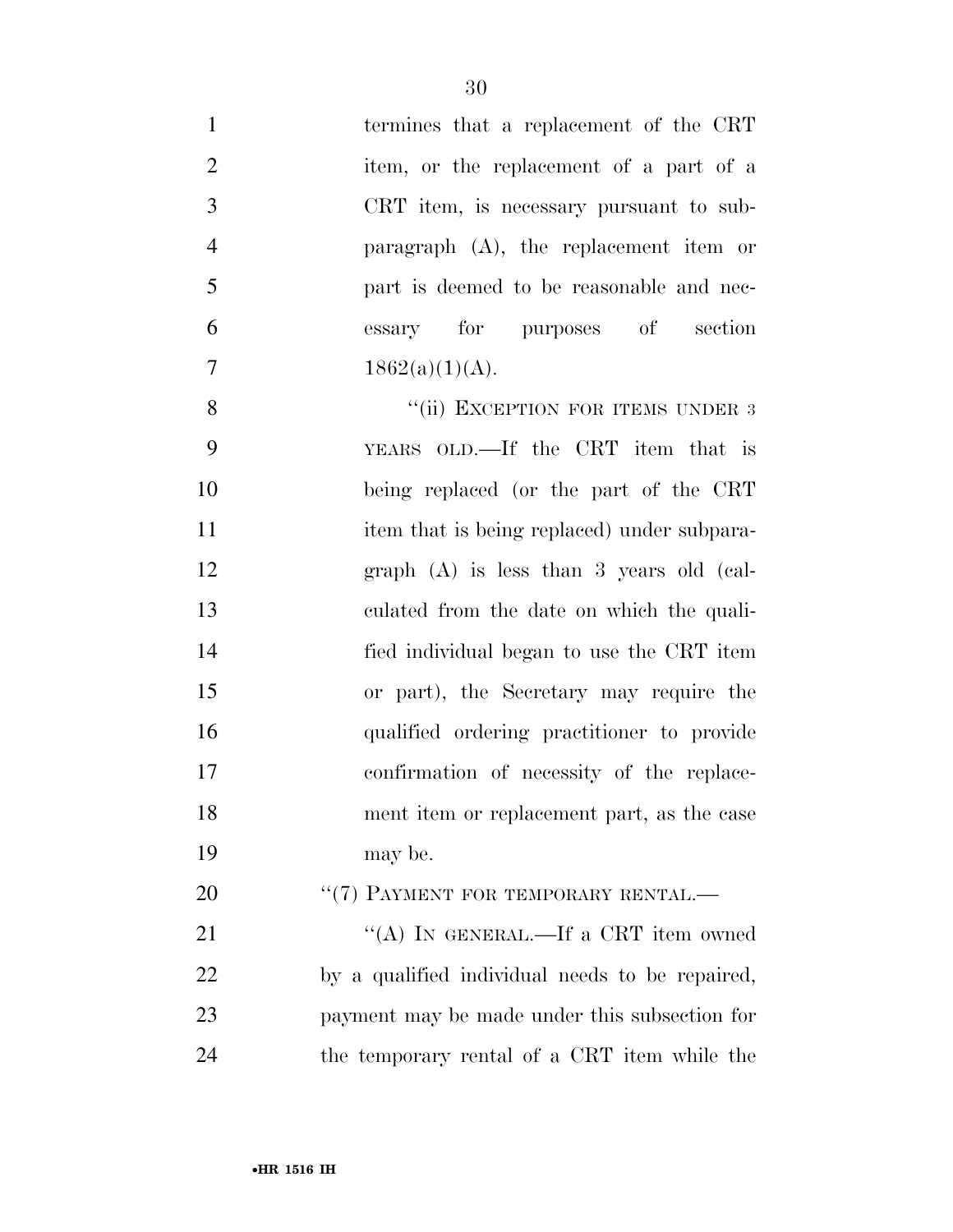termines that a replacement of the CRT item, or the replacement of a part of a CRT item, is necessary pursuant to subparagraph (A), the replacement item or part is deemed to be reasonable and necessary for purposes of section 1862(a)(1)(A).

"(ii) EXCEPTION FOR ITEMS UNDER 3 YEARS OLD.—If the CRT item that is being replaced (or the part of the CRT item that is being replaced) under subparagraph (A) is less than 3 years old (calculated from the date on which the qualified individual began to use the CRT item or part), the Secretary may require the qualified ordering practitioner to provide confirmation of necessity of the replacement item or replacement part, as the case may be.

"(7) PAYMENT FOR TEMPORARY RENTAL.—

"(A) IN GENERAL.—If a CRT item owned by a qualified individual needs to be repaired, payment may be made under this subsection for the temporary rental of a CRT item while the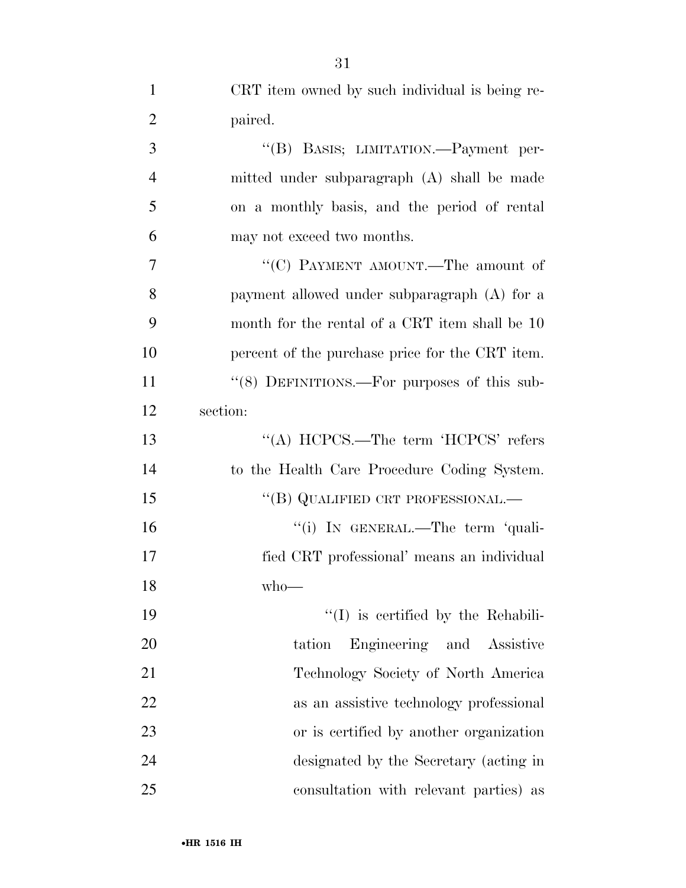CRT item owned by such individual is being repaired.

"(B) BASIS; LIMITATION.—Payment permitted under subparagraph (A) shall be made on a monthly basis, and the period of rental may not exceed two months.

"(C) PAYMENT AMOUNT.—The amount of payment allowed under subparagraph (A) for a month for the rental of a CRT item shall be 10 percent of the purchase price for the CRT item.

"(8) DEFINITIONS.—For purposes of this subsection:

"(A) HCPCS.—The term 'HCPCS' refers to the Health Care Procedure Coding System.

"(B) QUALIFIED CRT PROFESSIONAL.—

"(i) IN GENERAL.—The term 'qualified CRT professional' means an individual who—

"(I) is certified by the Rehabilitation Engineering and Assistive Technology Society of North America as an assistive technology professional or is certified by another organization designated by the Secretary (acting in consultation with relevant parties) as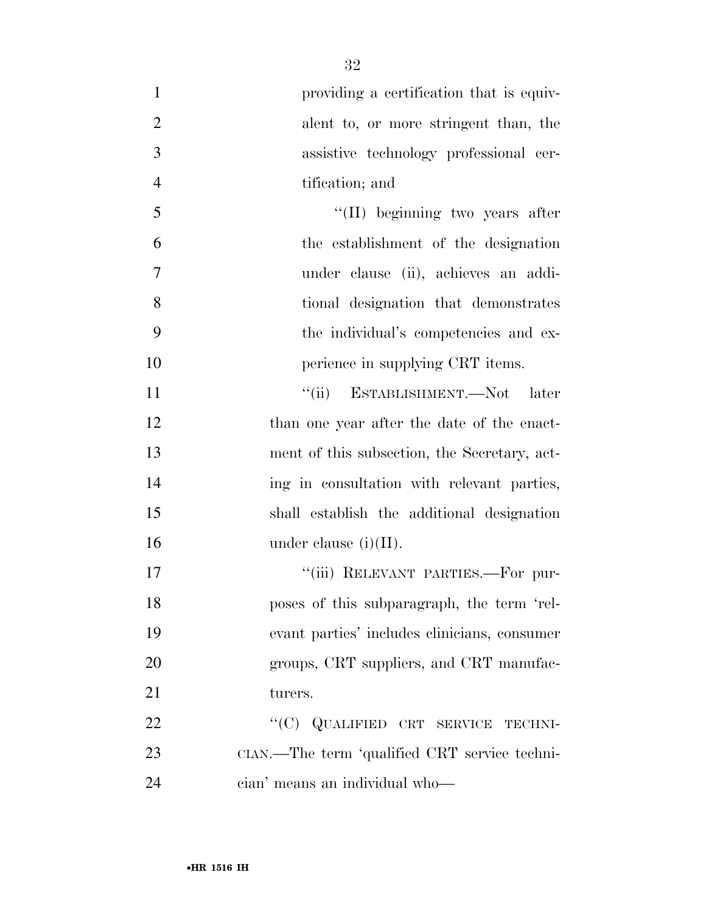providing a certification that is equivalent to, or more stringent than, the assistive technology professional certification; and

"(II) beginning two years after the establishment of the designation under clause (ii), achieves an additional designation that demonstrates the individual's competencies and experience in supplying CRT items.

"(ii) ESTABLISHMENT.—Not later than one year after the date of the enactment of this subsection, the Secretary, acting in consultation with relevant parties, shall establish the additional designation under clause (i)(II).

"(iii) RELEVANT PARTIES.—For purposes of this subparagraph, the term 'relevant parties' includes clinicians, consumer groups, CRT suppliers, and CRT manufacturers.

"(C) QUALIFIED CRT SERVICE TECHNICIAN.—The term 'qualified CRT service technician' means an individual who—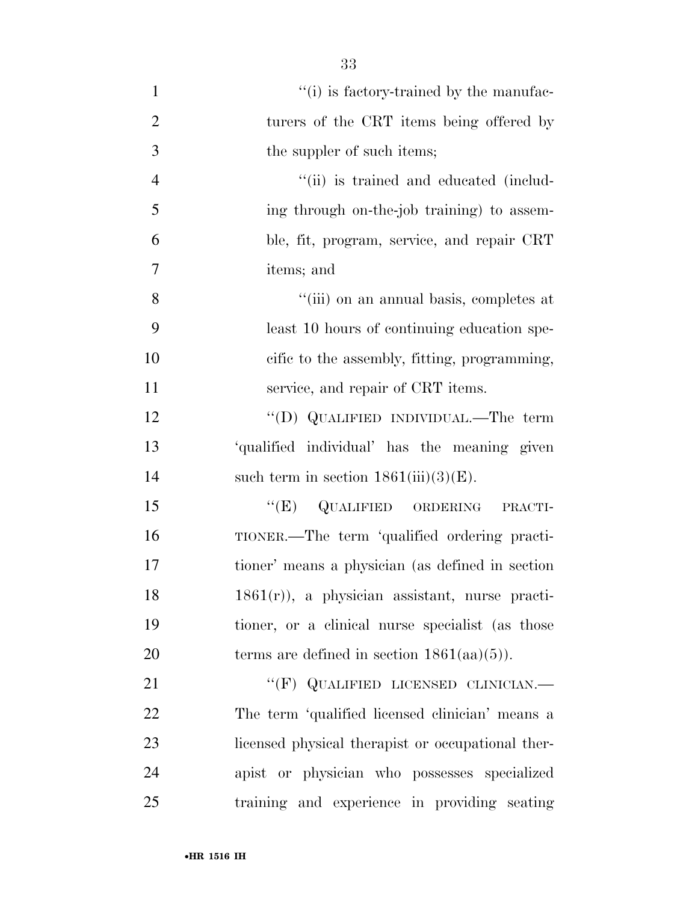"(i) is factory-trained by the manufacturers of the CRT items being offered by the suppler of such items;

"(ii) is trained and educated (including through on-the-job training) to assemble, fit, program, service, and repair CRT items; and

"(iii) on an annual basis, completes at least 10 hours of continuing education specific to the assembly, fitting, programming, service, and repair of CRT items.

"(D) QUALIFIED INDIVIDUAL.—The term 'qualified individual' has the meaning given such term in section 1861(iii)(3)(E).

"(E) QUALIFIED ORDERING PRACTITIONER.—The term 'qualified ordering practitioner' means a physician (as defined in section 1861(r)), a physician assistant, nurse practitioner, or a clinical nurse specialist (as those terms are defined in section 1861(aa)(5)).

"(F) QUALIFIED LICENSED CLINICIAN.—The term 'qualified licensed clinician' means a licensed physical therapist or occupational therapist or physician who possesses specialized training and experience in providing seating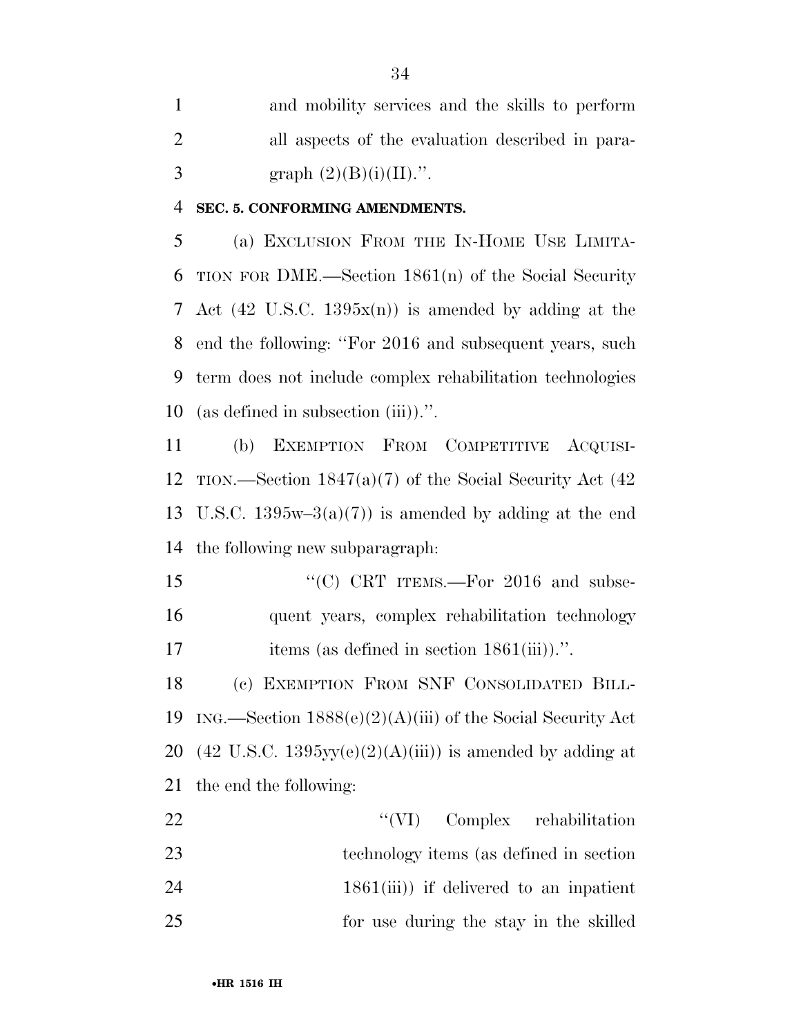and mobility services and the skills to perform all aspects of the evaluation described in paragraph (2)(B)(i)(II).''.

**SEC. 5. CONFORMING AMENDMENTS.**

(a) EXCLUSION FROM THE IN-HOME USE LIMITATION FOR DME.—Section 1861(n) of the Social Security Act (42 U.S.C. 1395x(n)) is amended by adding at the end the following: ''For 2016 and subsequent years, such term does not include complex rehabilitation technologies (as defined in subsection (iii)).''.

(b) EXEMPTION FROM COMPETITIVE ACQUISITION.—Section 1847(a)(7) of the Social Security Act (42 U.S.C. 1395w–3(a)(7)) is amended by adding at the end the following new subparagraph:

''(C) CRT ITEMS.—For 2016 and subsequent years, complex rehabilitation technology items (as defined in section 1861(iii)).''.

(c) EXEMPTION FROM SNF CONSOLIDATED BILLING.—Section 1888(e)(2)(A)(iii) of the Social Security Act (42 U.S.C. 1395yy(e)(2)(A)(iii)) is amended by adding at the end the following:

''(VI) Complex rehabilitation technology items (as defined in section 1861(iii)) if delivered to an inpatient for use during the stay in the skilled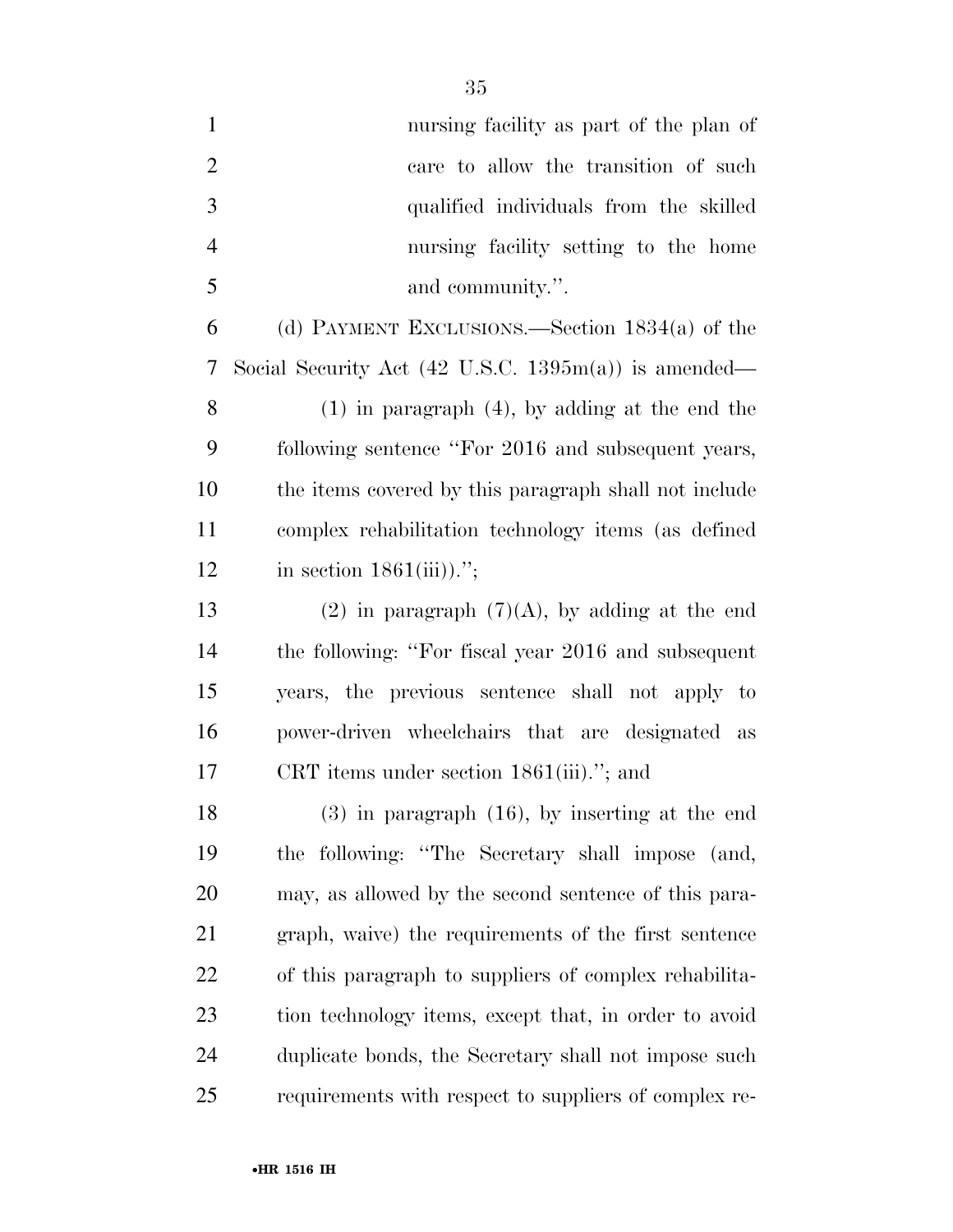nursing facility as part of the plan of care to allow the transition of such qualified individuals from the skilled nursing facility setting to the home and community.''.

(d) PAYMENT EXCLUSIONS.—Section 1834(a) of the Social Security Act (42 U.S.C. 1395m(a)) is amended—

(1) in paragraph (4), by adding at the end the following sentence ''For 2016 and subsequent years, the items covered by this paragraph shall not include complex rehabilitation technology items (as defined in section 1861(iii)).'';

(2) in paragraph (7)(A), by adding at the end the following: ''For fiscal year 2016 and subsequent years, the previous sentence shall not apply to power-driven wheelchairs that are designated as CRT items under section 1861(iii).''; and

(3) in paragraph (16), by inserting at the end the following: ''The Secretary shall impose (and, may, as allowed by the second sentence of this paragraph, waive) the requirements of the first sentence of this paragraph to suppliers of complex rehabilitation technology items, except that, in order to avoid duplicate bonds, the Secretary shall not impose such requirements with respect to suppliers of complex re-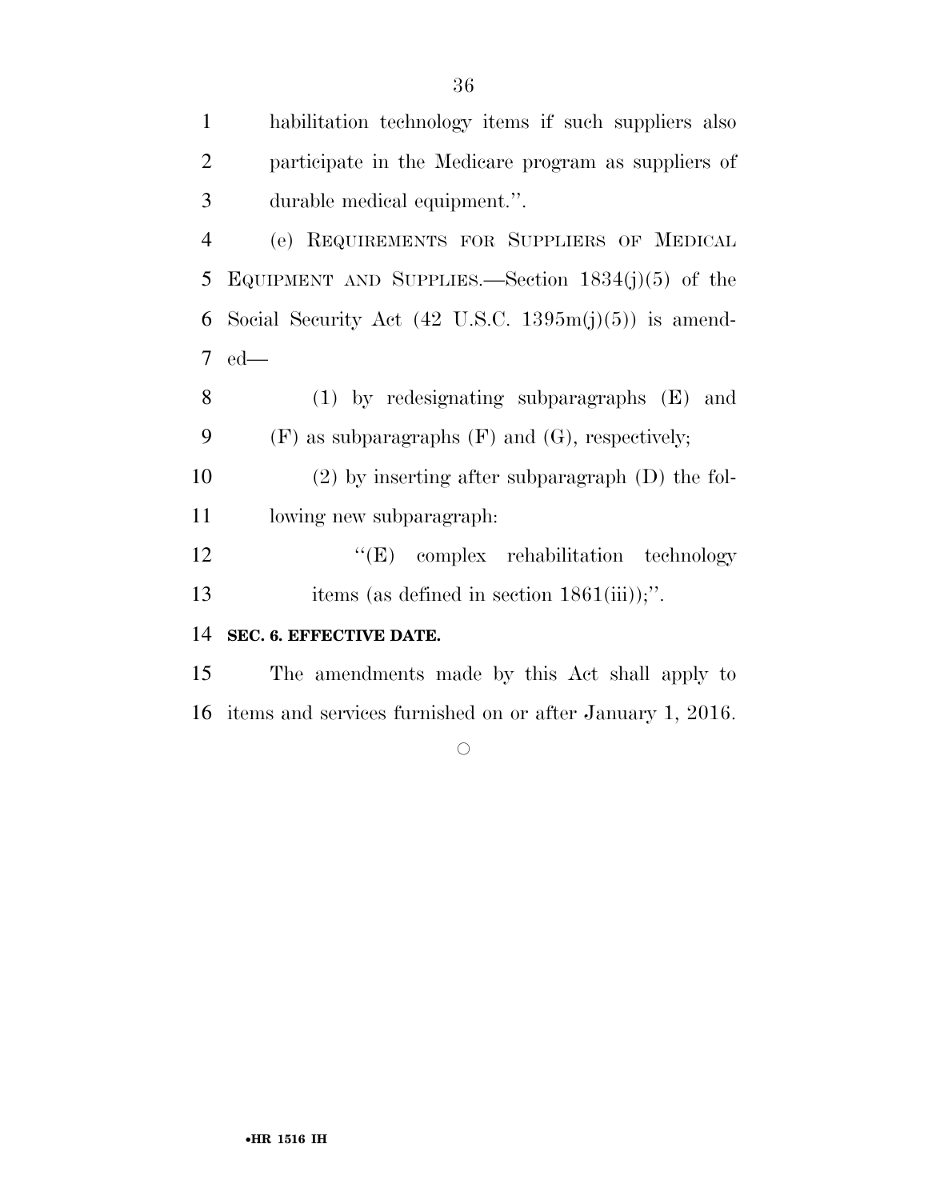habilitation technology items if such suppliers also participate in the Medicare program as suppliers of durable medical equipment.''.

(e) REQUIREMENTS FOR SUPPLIERS OF MEDICAL EQUIPMENT AND SUPPLIES.—Section 1834(j)(5) of the Social Security Act (42 U.S.C. 1395m(j)(5)) is amended—

(1) by redesignating subparagraphs (E) and (F) as subparagraphs (F) and (G), respectively;

(2) by inserting after subparagraph (D) the following new subparagraph:

''(E) complex rehabilitation technology items (as defined in section 1861(iii));''.

**SEC. 6. EFFECTIVE DATE.**

The amendments made by this Act shall apply to items and services furnished on or after January 1, 2016.

○